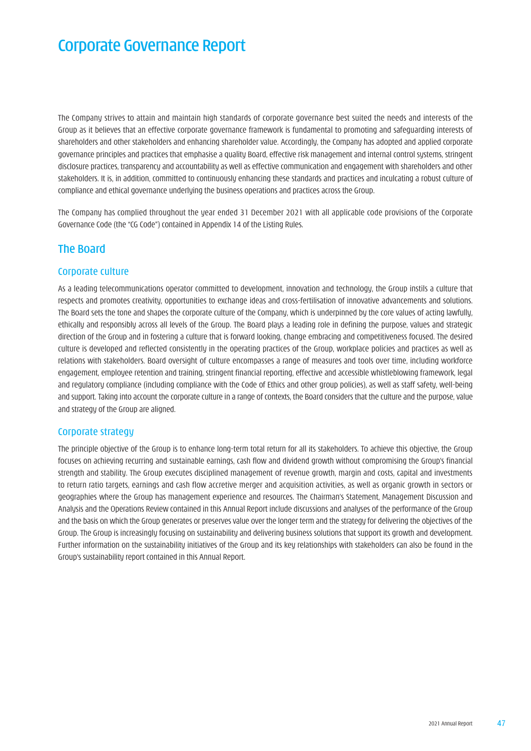# Corporate Governance Report

The Company strives to attain and maintain high standards of corporate governance best suited the needs and interests of the Group as it believes that an effective corporate governance framework is fundamental to promoting and safeguarding interests of shareholders and other stakeholders and enhancing shareholder value. Accordingly, the Company has adopted and applied corporate governance principles and practices that emphasise a quality Board, effective risk management and internal control systems, stringent disclosure practices, transparency and accountability as well as effective communication and engagement with shareholders and other stakeholders. It is, in addition, committed to continuously enhancing these standards and practices and inculcating a robust culture of compliance and ethical governance underlying the business operations and practices across the Group.

The Company has complied throughout the year ended 31 December 2021 with all applicable code provisions of the Corporate Governance Code (the "CG Code") contained in Appendix 14 of the Listing Rules.

## The Board

### Corporate culture

As a leading telecommunications operator committed to development, innovation and technology, the Group instils a culture that respects and promotes creativity, opportunities to exchange ideas and cross-fertilisation of innovative advancements and solutions. The Board sets the tone and shapes the corporate culture of the Company, which is underpinned by the core values of acting lawfully, ethically and responsibly across all levels of the Group. The Board plays a leading role in defining the purpose, values and strategic direction of the Group and in fostering a culture that is forward looking, change embracing and competitiveness focused. The desired culture is developed and reflected consistently in the operating practices of the Group, workplace policies and practices as well as relations with stakeholders. Board oversight of culture encompasses a range of measures and tools over time, including workforce engagement, employee retention and training, stringent financial reporting, effective and accessible whistleblowing framework, legal and regulatory compliance (including compliance with the Code of Ethics and other group policies), as well as staff safety, well-being and support. Taking into account the corporate culture in a range of contexts, the Board considers that the culture and the purpose, value and strategy of the Group are aligned.

### Corporate strategy

The principle objective of the Group is to enhance long-term total return for all its stakeholders. To achieve this objective, the Group focuses on achieving recurring and sustainable earnings, cash flow and dividend growth without compromising the Group's financial strength and stability. The Group executes disciplined management of revenue growth, margin and costs, capital and investments to return ratio targets, earnings and cash flow accretive merger and acquisition activities, as well as organic growth in sectors or geographies where the Group has management experience and resources. The Chairman's Statement, Management Discussion and Analysis and the Operations Review contained in this Annual Report include discussions and analyses of the performance of the Group and the basis on which the Group generates or preserves value over the longer term and the strategy for delivering the objectives of the Group. The Group is increasingly focusing on sustainability and delivering business solutions that support its growth and development. Further information on the sustainability initiatives of the Group and its key relationships with stakeholders can also be found in the Group's sustainability report contained in this Annual Report.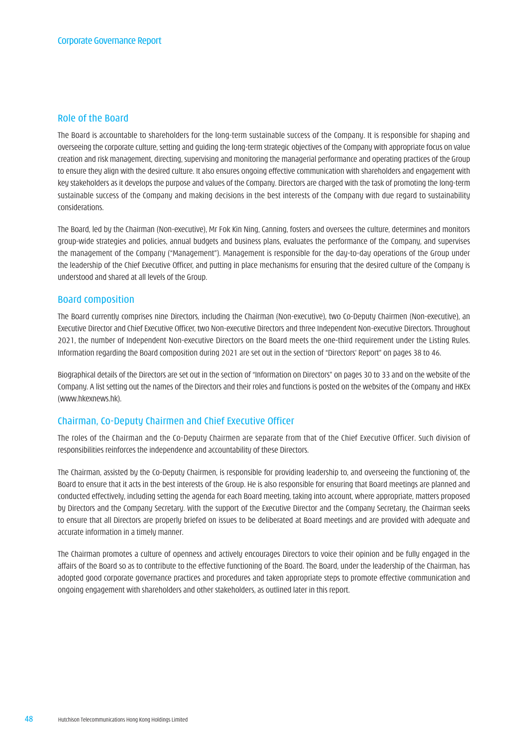## Role of the Board

The Board is accountable to shareholders for the long-term sustainable success of the Company. It is responsible for shaping and overseeing the corporate culture, setting and guiding the long-term strategic objectives of the Company with appropriate focus on value creation and risk management, directing, supervising and monitoring the managerial performance and operating practices of the Group to ensure they align with the desired culture. It also ensures ongoing effective communication with shareholders and engagement with key stakeholders as it develops the purpose and values of the Company. Directors are charged with the task of promoting the long-term sustainable success of the Company and making decisions in the best interests of the Company with due regard to sustainability considerations.

The Board, led by the Chairman (Non-executive), Mr Fok Kin Ning, Canning, fosters and oversees the culture, determines and monitors group-wide strategies and policies, annual budgets and business plans, evaluates the performance of the Company, and supervises the management of the Company ("Management"). Management is responsible for the day-to-day operations of the Group under the leadership of the Chief Executive Officer, and putting in place mechanisms for ensuring that the desired culture of the Company is understood and shared at all levels of the Group.

## Board composition

The Board currently comprises nine Directors, including the Chairman (Non-executive), two Co-Deputy Chairmen (Non-executive), an Executive Director and Chief Executive Officer, two Non-executive Directors and three Independent Non-executive Directors. Throughout 2021, the number of Independent Non-executive Directors on the Board meets the one-third requirement under the Listing Rules. Information regarding the Board composition during 2021 are set out in the section of "Directors' Report" on pages 38 to 46.

Biographical details of the Directors are set out in the section of "Information on Directors" on pages 30 to 33 and on the website of the Company. A list setting out the names of the Directors and their roles and functions is posted on the websites of the Company and HKEx (www.hkexnews.hk).

## Chairman, Co-Deputy Chairmen and Chief Executive Officer

The roles of the Chairman and the Co-Deputy Chairmen are separate from that of the Chief Executive Officer. Such division of responsibilities reinforces the independence and accountability of these Directors.

The Chairman, assisted by the Co-Deputy Chairmen, is responsible for providing leadership to, and overseeing the functioning of, the Board to ensure that it acts in the best interests of the Group. He is also responsible for ensuring that Board meetings are planned and conducted effectively, including setting the agenda for each Board meeting, taking into account, where appropriate, matters proposed by Directors and the Company Secretary. With the support of the Executive Director and the Company Secretary, the Chairman seeks to ensure that all Directors are properly briefed on issues to be deliberated at Board meetings and are provided with adequate and accurate information in a timely manner.

The Chairman promotes a culture of openness and actively encourages Directors to voice their opinion and be fully engaged in the affairs of the Board so as to contribute to the effective functioning of the Board. The Board, under the leadership of the Chairman, has adopted good corporate governance practices and procedures and taken appropriate steps to promote effective communication and ongoing engagement with shareholders and other stakeholders, as outlined later in this report.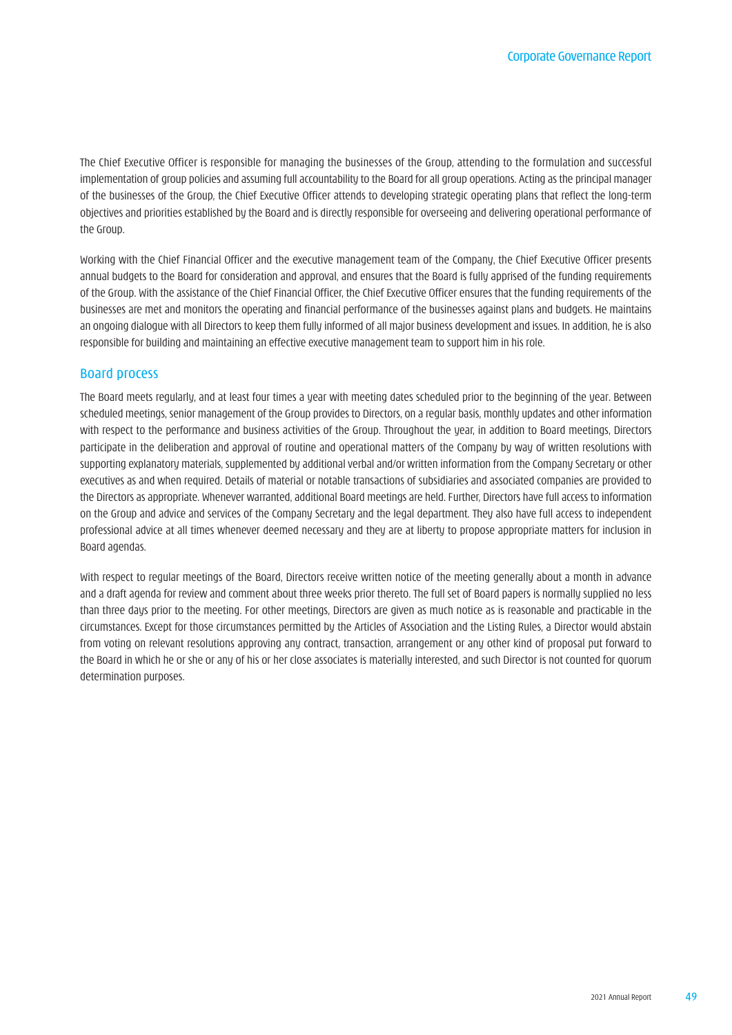The Chief Executive Officer is responsible for managing the businesses of the Group, attending to the formulation and successful implementation of group policies and assuming full accountability to the Board for all group operations. Acting as the principal manager of the businesses of the Group, the Chief Executive Officer attends to developing strategic operating plans that reflect the long-term objectives and priorities established by the Board and is directly responsible for overseeing and delivering operational performance of the Group.

Working with the Chief Financial Officer and the executive management team of the Company, the Chief Executive Officer presents annual budgets to the Board for consideration and approval, and ensures that the Board is fully apprised of the funding requirements of the Group. With the assistance of the Chief Financial Officer, the Chief Executive Officer ensures that the funding requirements of the businesses are met and monitors the operating and financial performance of the businesses against plans and budgets. He maintains an ongoing dialogue with all Directors to keep them fully informed of all major business development and issues. In addition, he is also responsible for building and maintaining an effective executive management team to support him in his role.

## Board process

The Board meets regularly, and at least four times a year with meeting dates scheduled prior to the beginning of the year. Between scheduled meetings, senior management of the Group provides to Directors, on a regular basis, monthly updates and other information with respect to the performance and business activities of the Group. Throughout the year, in addition to Board meetings, Directors participate in the deliberation and approval of routine and operational matters of the Company by way of written resolutions with supporting explanatory materials, supplemented by additional verbal and/or written information from the Company Secretary or other executives as and when required. Details of material or notable transactions of subsidiaries and associated companies are provided to the Directors as appropriate. Whenever warranted, additional Board meetings are held. Further, Directors have full access to information on the Group and advice and services of the Company Secretary and the legal department. They also have full access to independent professional advice at all times whenever deemed necessary and they are at liberty to propose appropriate matters for inclusion in Board agendas.

With respect to regular meetings of the Board, Directors receive written notice of the meeting generally about a month in advance and a draft agenda for review and comment about three weeks prior thereto. The full set of Board papers is normally supplied no less than three days prior to the meeting. For other meetings, Directors are given as much notice as is reasonable and practicable in the circumstances. Except for those circumstances permitted by the Articles of Association and the Listing Rules, a Director would abstain from voting on relevant resolutions approving any contract, transaction, arrangement or any other kind of proposal put forward to the Board in which he or she or any of his or her close associates is materially interested, and such Director is not counted for quorum determination purposes.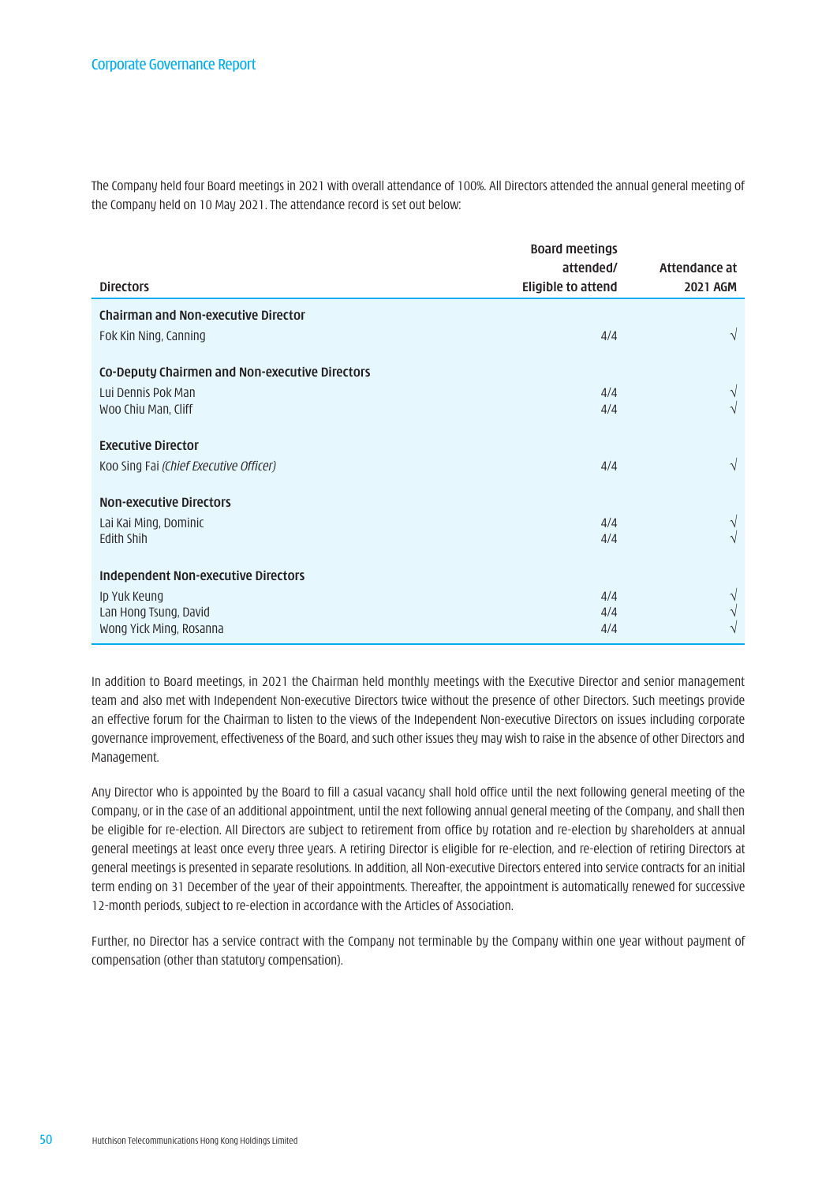The Company held four Board meetings in 2021 with overall attendance of 100%. All Directors attended the annual general meeting of the Company held on 10 May 2021. The attendance record is set out below:

| Directors | Board meetings attended/ Eligible to attend | Attendance at 2021 AGM |
|---|---|---|
| **Chairman and Non-executive Director** | | |
| Fok Kin Ning, Canning | 4/4 | √ |
| **Co-Deputy Chairmen and Non-executive Directors** | | |
| Lui Dennis Pok Man | 4/4 | √ |
| Woo Chiu Man, Cliff | 4/4 | √ |
| **Executive Director** | | |
| Koo Sing Fai *(Chief Executive Officer)* | 4/4 | √ |
| **Non-executive Directors** | | |
| Lai Kai Ming, Dominic | 4/4 | √ |
| Edith Shih | 4/4 | √ |
| **Independent Non-executive Directors** | | |
| Ip Yuk Keung | 4/4 | √ |
| Lan Hong Tsung, David | 4/4 | √ |
| Wong Yick Ming, Rosanna | 4/4 | √ |

In addition to Board meetings, in 2021 the Chairman held monthly meetings with the Executive Director and senior management team and also met with Independent Non-executive Directors twice without the presence of other Directors. Such meetings provide an effective forum for the Chairman to listen to the views of the Independent Non-executive Directors on issues including corporate governance improvement, effectiveness of the Board, and such other issues they may wish to raise in the absence of other Directors and Management.

Any Director who is appointed by the Board to fill a casual vacancy shall hold office until the next following general meeting of the Company, or in the case of an additional appointment, until the next following annual general meeting of the Company, and shall then be eligible for re-election. All Directors are subject to retirement from office by rotation and re-election by shareholders at annual general meetings at least once every three years. A retiring Director is eligible for re-election, and re-election of retiring Directors at general meetings is presented in separate resolutions. In addition, all Non-executive Directors entered into service contracts for an initial term ending on 31 December of the year of their appointments. Thereafter, the appointment is automatically renewed for successive 12-month periods, subject to re-election in accordance with the Articles of Association.

Further, no Director has a service contract with the Company not terminable by the Company within one year without payment of compensation (other than statutory compensation).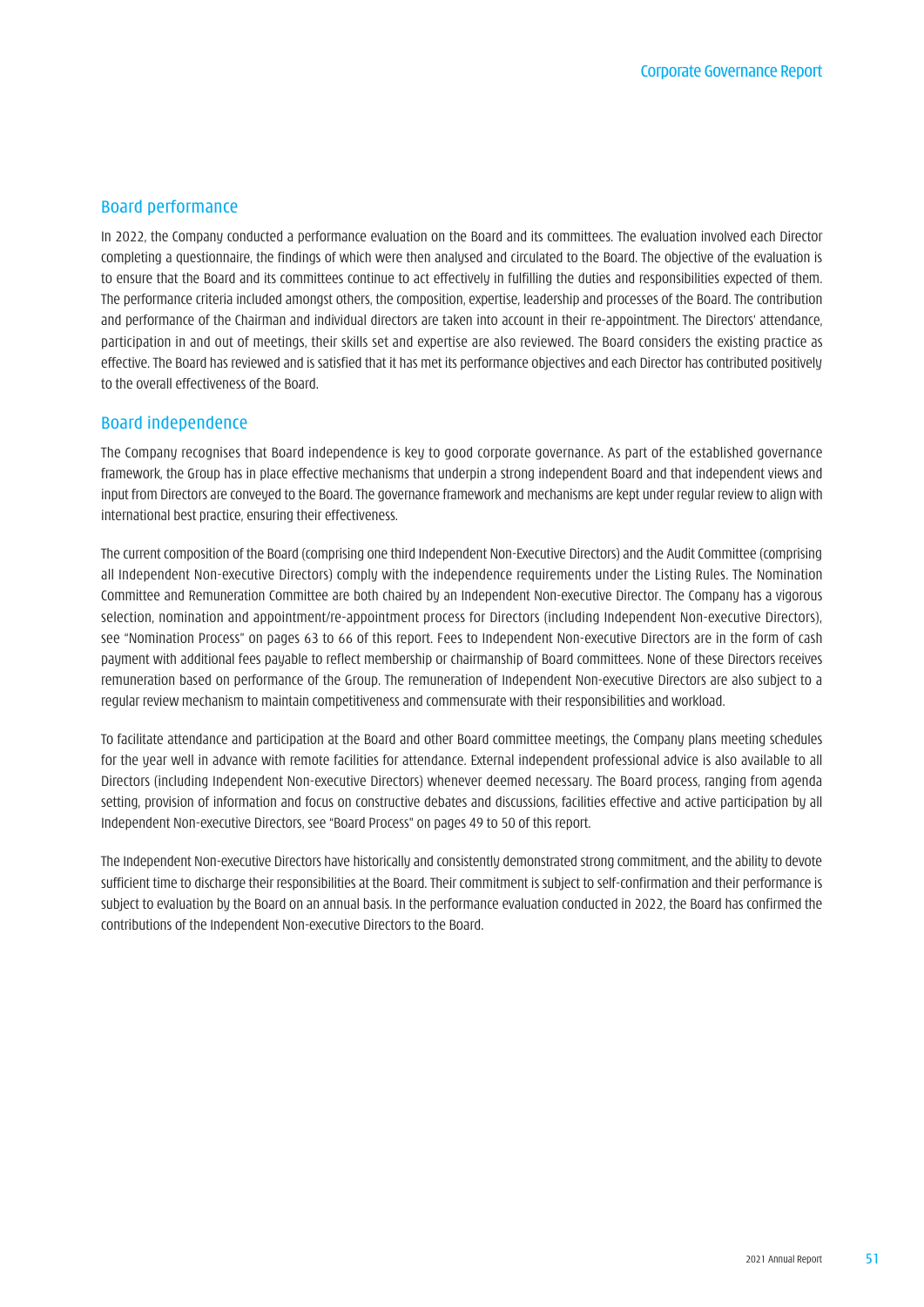## Board performance

In 2022, the Company conducted a performance evaluation on the Board and its committees. The evaluation involved each Director completing a questionnaire, the findings of which were then analysed and circulated to the Board. The objective of the evaluation is to ensure that the Board and its committees continue to act effectively in fulfilling the duties and responsibilities expected of them. The performance criteria included amongst others, the composition, expertise, leadership and processes of the Board. The contribution and performance of the Chairman and individual directors are taken into account in their re-appointment. The Directors' attendance, participation in and out of meetings, their skills set and expertise are also reviewed. The Board considers the existing practice as effective. The Board has reviewed and is satisfied that it has met its performance objectives and each Director has contributed positively to the overall effectiveness of the Board.

## Board independence

The Company recognises that Board independence is key to good corporate governance. As part of the established governance framework, the Group has in place effective mechanisms that underpin a strong independent Board and that independent views and input from Directors are conveyed to the Board. The governance framework and mechanisms are kept under regular review to align with international best practice, ensuring their effectiveness.

The current composition of the Board (comprising one third Independent Non-Executive Directors) and the Audit Committee (comprising all Independent Non-executive Directors) comply with the independence requirements under the Listing Rules. The Nomination Committee and Remuneration Committee are both chaired by an Independent Non-executive Director. The Company has a vigorous selection, nomination and appointment/re-appointment process for Directors (including Independent Non-executive Directors), see "Nomination Process" on pages 63 to 66 of this report. Fees to Independent Non-executive Directors are in the form of cash payment with additional fees payable to reflect membership or chairmanship of Board committees. None of these Directors receives remuneration based on performance of the Group. The remuneration of Independent Non-executive Directors are also subject to a regular review mechanism to maintain competitiveness and commensurate with their responsibilities and workload.

To facilitate attendance and participation at the Board and other Board committee meetings, the Company plans meeting schedules for the year well in advance with remote facilities for attendance. External independent professional advice is also available to all Directors (including Independent Non-executive Directors) whenever deemed necessary. The Board process, ranging from agenda setting, provision of information and focus on constructive debates and discussions, facilities effective and active participation by all Independent Non-executive Directors, see "Board Process" on pages 49 to 50 of this report.

The Independent Non-executive Directors have historically and consistently demonstrated strong commitment, and the ability to devote sufficient time to discharge their responsibilities at the Board. Their commitment is subject to self-confirmation and their performance is subject to evaluation by the Board on an annual basis. In the performance evaluation conducted in 2022, the Board has confirmed the contributions of the Independent Non-executive Directors to the Board.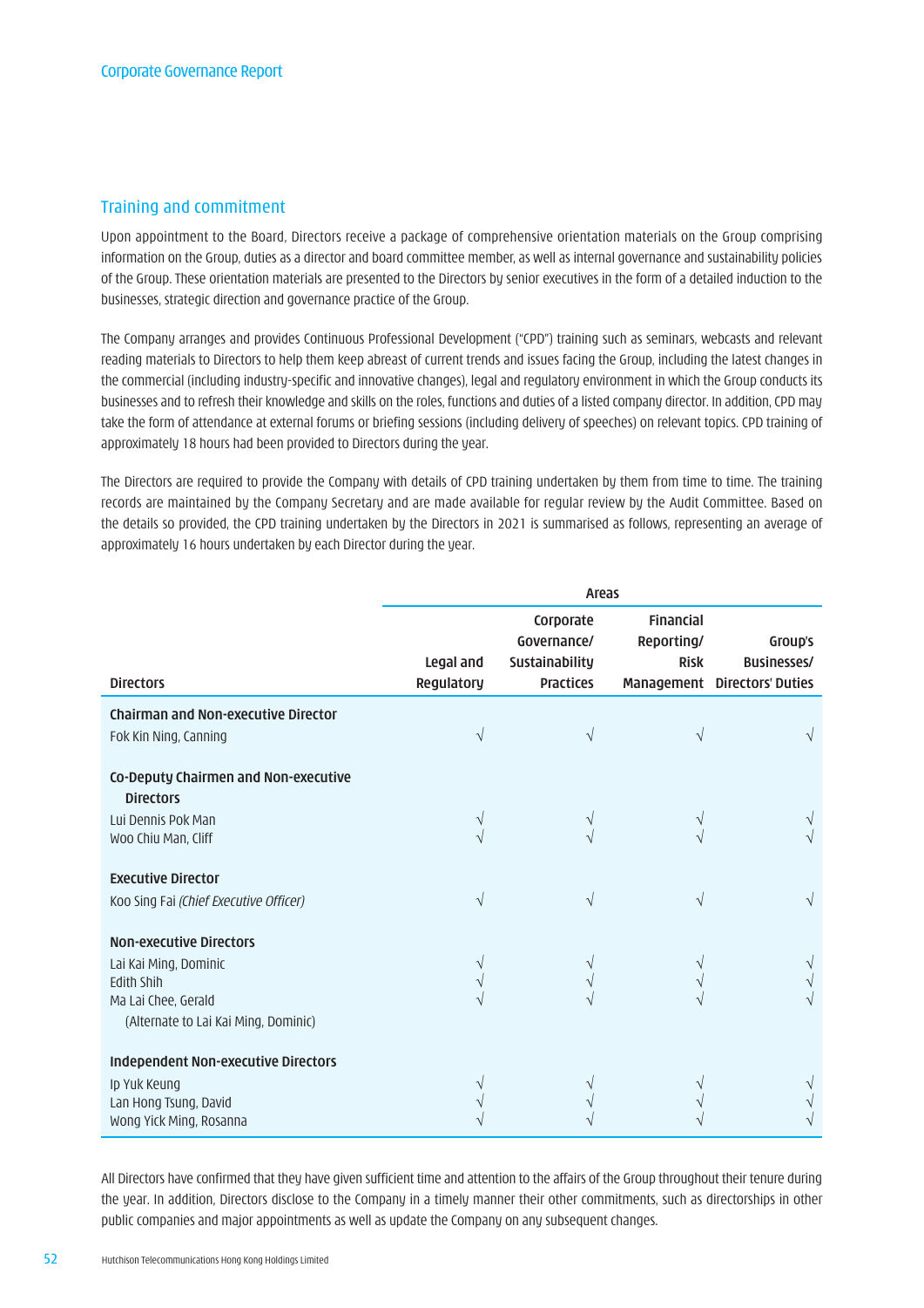## Training and commitment

Upon appointment to the Board, Directors receive a package of comprehensive orientation materials on the Group comprising information on the Group, duties as a director and board committee member, as well as internal governance and sustainability policies of the Group. These orientation materials are presented to the Directors by senior executives in the form of a detailed induction to the businesses, strategic direction and governance practice of the Group.

The Company arranges and provides Continuous Professional Development ("CPD") training such as seminars, webcasts and relevant reading materials to Directors to help them keep abreast of current trends and issues facing the Group, including the latest changes in the commercial (including industry-specific and innovative changes), legal and regulatory environment in which the Group conducts its businesses and to refresh their knowledge and skills on the roles, functions and duties of a listed company director. In addition, CPD may take the form of attendance at external forums or briefing sessions (including delivery of speeches) on relevant topics. CPD training of approximately 18 hours had been provided to Directors during the year.

The Directors are required to provide the Company with details of CPD training undertaken by them from time to time. The training records are maintained by the Company Secretary and are made available for regular review by the Audit Committee. Based on the details so provided, the CPD training undertaken by the Directors in 2021 is summarised as follows, representing an average of approximately 16 hours undertaken by each Director during the year.

| | Areas | | | |
|---|---|---|---|---|
| **Directors** | **Legal and Regulatory** | **Corporate Governance/ Sustainability Practices** | **Financial Reporting/ Risk Management** | **Group's Businesses/ Directors' Duties** |
| **Chairman and Non-executive Director** | | | | |
| Fok Kin Ning, Canning | √ | √ | √ | √ |
| **Co-Deputy Chairmen and Non-executive Directors** | | | | |
| Lui Dennis Pok Man | √ | √ | √ | √ |
| Woo Chiu Man, Cliff | √ | √ | √ | √ |
| **Executive Director** | | | | |
| Koo Sing Fai *(Chief Executive Officer)* | √ | √ | √ | √ |
| **Non-executive Directors** | | | | |
| Lai Kai Ming, Dominic | √ | √ | √ | √ |
| Edith Shih | √ | √ | √ | √ |
| Ma Lai Chee, Gerald (Alternate to Lai Kai Ming, Dominic) | √ | √ | √ | √ |
| **Independent Non-executive Directors** | | | | |
| Ip Yuk Keung | √ | √ | √ | √ |
| Lan Hong Tsung, David | √ | √ | √ | √ |
| Wong Yick Ming, Rosanna | √ | √ | √ | √ |

All Directors have confirmed that they have given sufficient time and attention to the affairs of the Group throughout their tenure during the year. In addition, Directors disclose to the Company in a timely manner their other commitments, such as directorships in other public companies and major appointments as well as update the Company on any subsequent changes.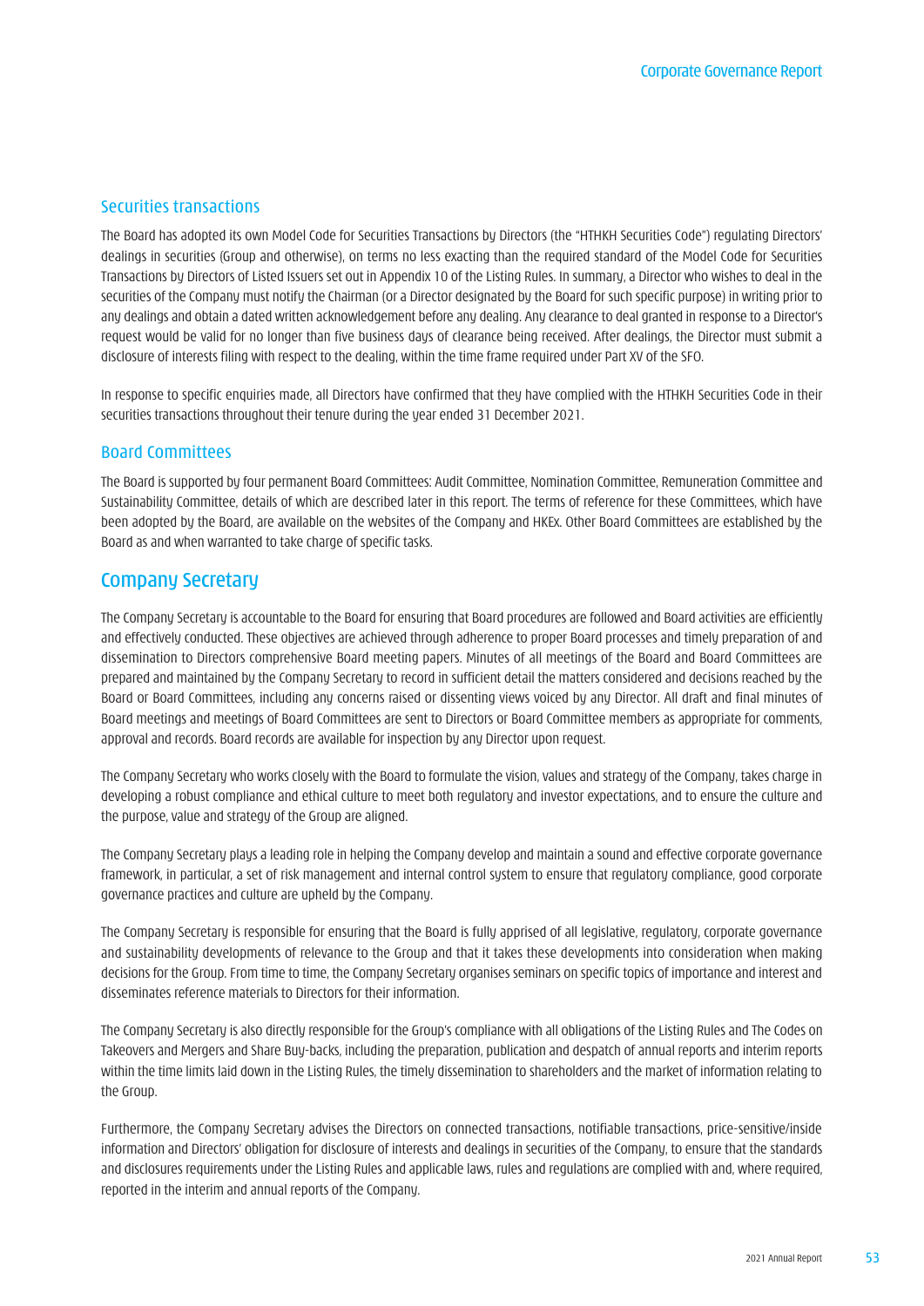### Securities transactions

The Board has adopted its own Model Code for Securities Transactions by Directors (the "HTHKH Securities Code") regulating Directors' dealings in securities (Group and otherwise), on terms no less exacting than the required standard of the Model Code for Securities Transactions by Directors of Listed Issuers set out in Appendix 10 of the Listing Rules. In summary, a Director who wishes to deal in the securities of the Company must notify the Chairman (or a Director designated by the Board for such specific purpose) in writing prior to any dealings and obtain a dated written acknowledgement before any dealing. Any clearance to deal granted in response to a Director's request would be valid for no longer than five business days of clearance being received. After dealings, the Director must submit a disclosure of interests filing with respect to the dealing, within the time frame required under Part XV of the SFO.

In response to specific enquiries made, all Directors have confirmed that they have complied with the HTHKH Securities Code in their securities transactions throughout their tenure during the year ended 31 December 2021.

### Board Committees

The Board is supported by four permanent Board Committees: Audit Committee, Nomination Committee, Remuneration Committee and Sustainability Committee, details of which are described later in this report. The terms of reference for these Committees, which have been adopted by the Board, are available on the websites of the Company and HKEx. Other Board Committees are established by the Board as and when warranted to take charge of specific tasks.

## Company Secretary

The Company Secretary is accountable to the Board for ensuring that Board procedures are followed and Board activities are efficiently and effectively conducted. These objectives are achieved through adherence to proper Board processes and timely preparation of and dissemination to Directors comprehensive Board meeting papers. Minutes of all meetings of the Board and Board Committees are prepared and maintained by the Company Secretary to record in sufficient detail the matters considered and decisions reached by the Board or Board Committees, including any concerns raised or dissenting views voiced by any Director. All draft and final minutes of Board meetings and meetings of Board Committees are sent to Directors or Board Committee members as appropriate for comments, approval and records. Board records are available for inspection by any Director upon request.

The Company Secretary who works closely with the Board to formulate the vision, values and strategy of the Company, takes charge in developing a robust compliance and ethical culture to meet both regulatory and investor expectations, and to ensure the culture and the purpose, value and strategy of the Group are aligned.

The Company Secretary plays a leading role in helping the Company develop and maintain a sound and effective corporate governance framework, in particular, a set of risk management and internal control system to ensure that regulatory compliance, good corporate governance practices and culture are upheld by the Company.

The Company Secretary is responsible for ensuring that the Board is fully apprised of all legislative, regulatory, corporate governance and sustainability developments of relevance to the Group and that it takes these developments into consideration when making decisions for the Group. From time to time, the Company Secretary organises seminars on specific topics of importance and interest and disseminates reference materials to Directors for their information.

The Company Secretary is also directly responsible for the Group's compliance with all obligations of the Listing Rules and The Codes on Takeovers and Mergers and Share Buy-backs, including the preparation, publication and despatch of annual reports and interim reports within the time limits laid down in the Listing Rules, the timely dissemination to shareholders and the market of information relating to the Group.

Furthermore, the Company Secretary advises the Directors on connected transactions, notifiable transactions, price-sensitive/inside information and Directors' obligation for disclosure of interests and dealings in securities of the Company, to ensure that the standards and disclosures requirements under the Listing Rules and applicable laws, rules and regulations are complied with and, where required, reported in the interim and annual reports of the Company.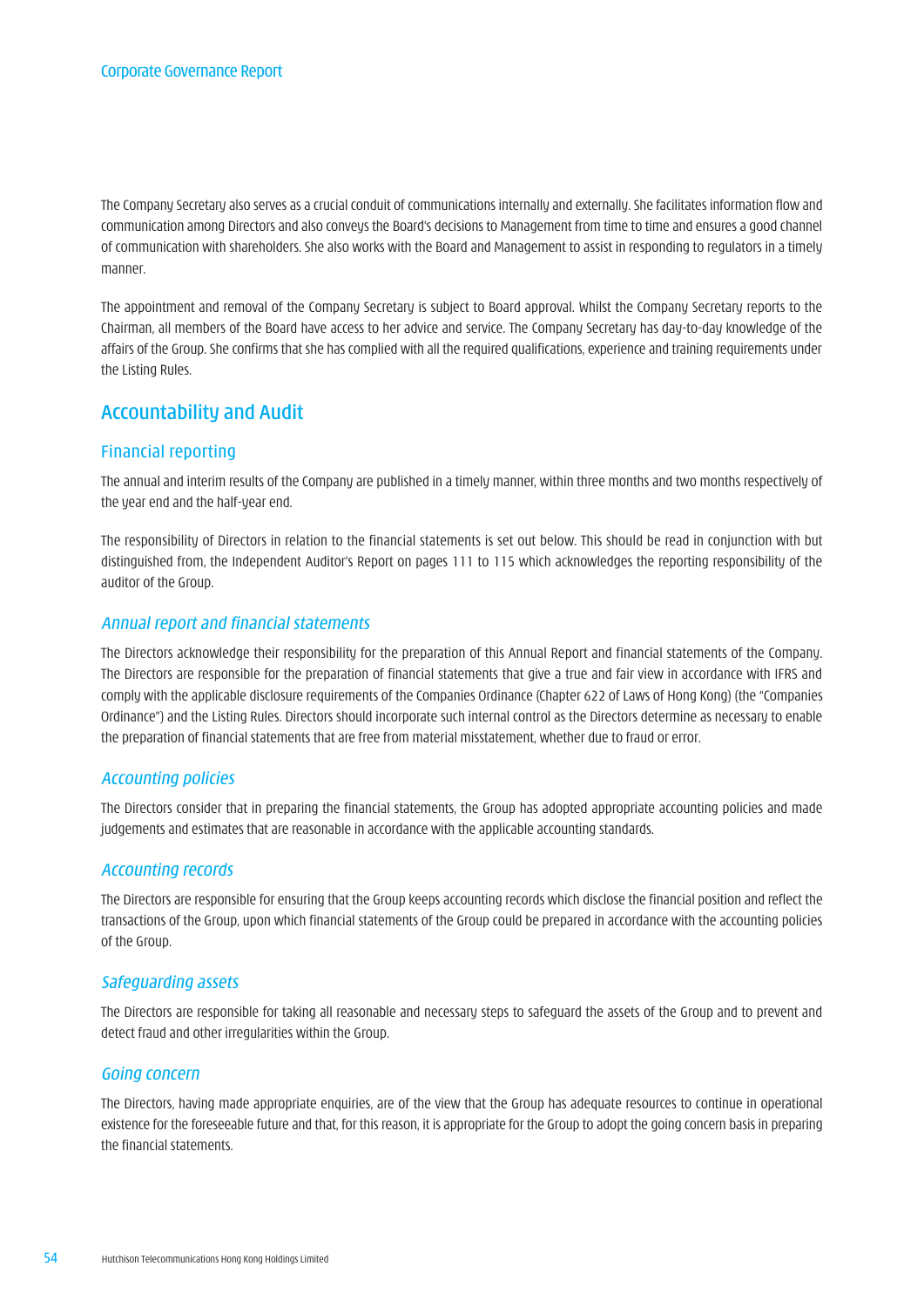The Company Secretary also serves as a crucial conduit of communications internally and externally. She facilitates information flow and communication among Directors and also conveys the Board's decisions to Management from time to time and ensures a good channel of communication with shareholders. She also works with the Board and Management to assist in responding to regulators in a timely manner.

The appointment and removal of the Company Secretary is subject to Board approval. Whilst the Company Secretary reports to the Chairman, all members of the Board have access to her advice and service. The Company Secretary has day-to-day knowledge of the affairs of the Group. She confirms that she has complied with all the required qualifications, experience and training requirements under the Listing Rules.

## Accountability and Audit

### Financial reporting

The annual and interim results of the Company are published in a timely manner, within three months and two months respectively of the year end and the half-year end.

The responsibility of Directors in relation to the financial statements is set out below. This should be read in conjunction with but distinguished from, the Independent Auditor's Report on pages 111 to 115 which acknowledges the reporting responsibility of the auditor of the Group.

#### *Annual report and financial statements*

The Directors acknowledge their responsibility for the preparation of this Annual Report and financial statements of the Company. The Directors are responsible for the preparation of financial statements that give a true and fair view in accordance with IFRS and comply with the applicable disclosure requirements of the Companies Ordinance (Chapter 622 of Laws of Hong Kong) (the "Companies Ordinance") and the Listing Rules. Directors should incorporate such internal control as the Directors determine as necessary to enable the preparation of financial statements that are free from material misstatement, whether due to fraud or error.

#### *Accounting policies*

The Directors consider that in preparing the financial statements, the Group has adopted appropriate accounting policies and made judgements and estimates that are reasonable in accordance with the applicable accounting standards.

#### *Accounting records*

The Directors are responsible for ensuring that the Group keeps accounting records which disclose the financial position and reflect the transactions of the Group, upon which financial statements of the Group could be prepared in accordance with the accounting policies of the Group.

#### *Safeguarding assets*

The Directors are responsible for taking all reasonable and necessary steps to safeguard the assets of the Group and to prevent and detect fraud and other irregularities within the Group.

#### *Going concern*

The Directors, having made appropriate enquiries, are of the view that the Group has adequate resources to continue in operational existence for the foreseeable future and that, for this reason, it is appropriate for the Group to adopt the going concern basis in preparing the financial statements.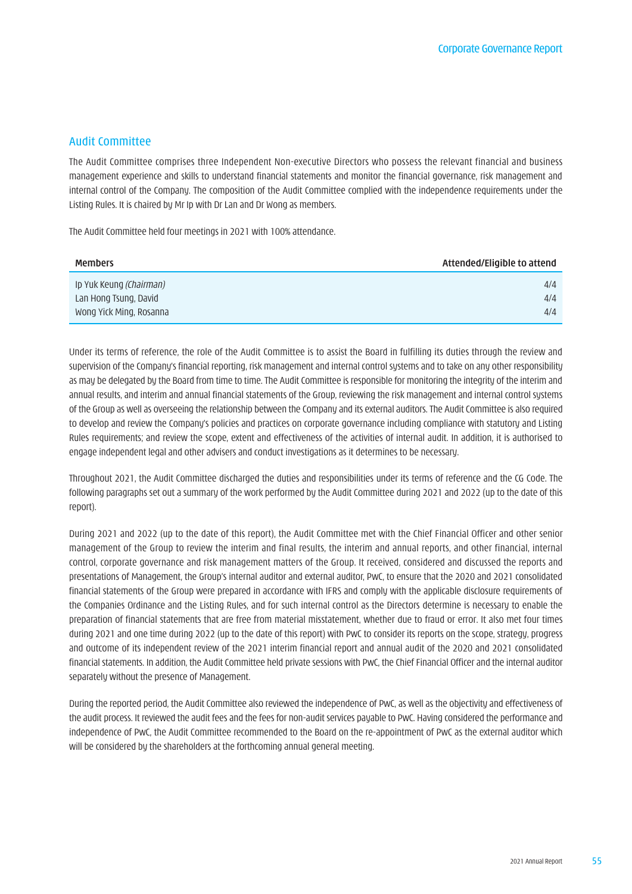## Audit Committee

The Audit Committee comprises three Independent Non-executive Directors who possess the relevant financial and business management experience and skills to understand financial statements and monitor the financial governance, risk management and internal control of the Company. The composition of the Audit Committee complied with the independence requirements under the Listing Rules. It is chaired by Mr Ip with Dr Lan and Dr Wong as members.

The Audit Committee held four meetings in 2021 with 100% attendance.

| Members | Attended/Eligible to attend |
|---|---|
| Ip Yuk Keung *(Chairman)* | 4/4 |
| Lan Hong Tsung, David | 4/4 |
| Wong Yick Ming, Rosanna | 4/4 |

Under its terms of reference, the role of the Audit Committee is to assist the Board in fulfilling its duties through the review and supervision of the Company's financial reporting, risk management and internal control systems and to take on any other responsibility as may be delegated by the Board from time to time. The Audit Committee is responsible for monitoring the integrity of the interim and annual results, and interim and annual financial statements of the Group, reviewing the risk management and internal control systems of the Group as well as overseeing the relationship between the Company and its external auditors. The Audit Committee is also required to develop and review the Company's policies and practices on corporate governance including compliance with statutory and Listing Rules requirements; and review the scope, extent and effectiveness of the activities of internal audit. In addition, it is authorised to engage independent legal and other advisers and conduct investigations as it determines to be necessary.

Throughout 2021, the Audit Committee discharged the duties and responsibilities under its terms of reference and the CG Code. The following paragraphs set out a summary of the work performed by the Audit Committee during 2021 and 2022 (up to the date of this report).

During 2021 and 2022 (up to the date of this report), the Audit Committee met with the Chief Financial Officer and other senior management of the Group to review the interim and final results, the interim and annual reports, and other financial, internal control, corporate governance and risk management matters of the Group. It received, considered and discussed the reports and presentations of Management, the Group's internal auditor and external auditor, PwC, to ensure that the 2020 and 2021 consolidated financial statements of the Group were prepared in accordance with IFRS and comply with the applicable disclosure requirements of the Companies Ordinance and the Listing Rules, and for such internal control as the Directors determine is necessary to enable the preparation of financial statements that are free from material misstatement, whether due to fraud or error. It also met four times during 2021 and one time during 2022 (up to the date of this report) with PwC to consider its reports on the scope, strategy, progress and outcome of its independent review of the 2021 interim financial report and annual audit of the 2020 and 2021 consolidated financial statements. In addition, the Audit Committee held private sessions with PwC, the Chief Financial Officer and the internal auditor separately without the presence of Management.

During the reported period, the Audit Committee also reviewed the independence of PwC, as well as the objectivity and effectiveness of the audit process. It reviewed the audit fees and the fees for non-audit services payable to PwC. Having considered the performance and independence of PwC, the Audit Committee recommended to the Board on the re-appointment of PwC as the external auditor which will be considered by the shareholders at the forthcoming annual general meeting.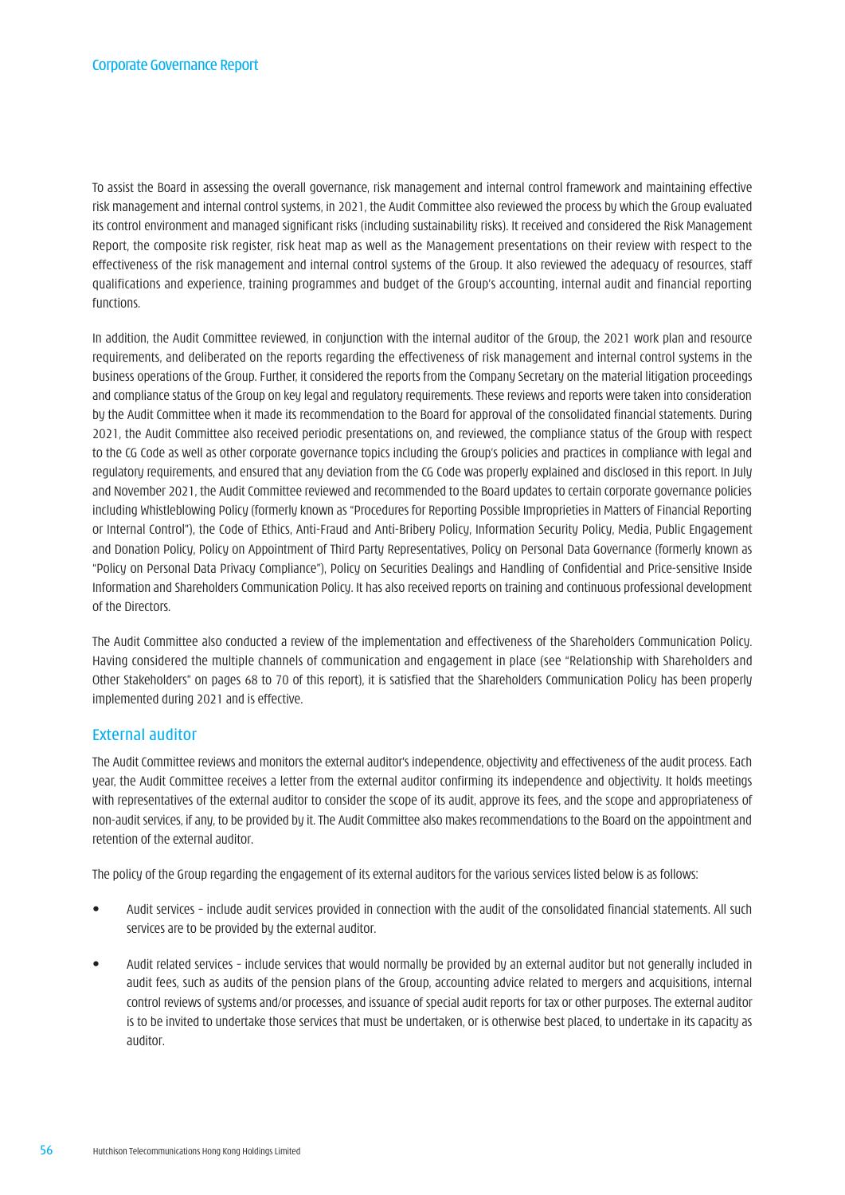To assist the Board in assessing the overall governance, risk management and internal control framework and maintaining effective risk management and internal control systems, in 2021, the Audit Committee also reviewed the process by which the Group evaluated its control environment and managed significant risks (including sustainability risks). It received and considered the Risk Management Report, the composite risk register, risk heat map as well as the Management presentations on their review with respect to the effectiveness of the risk management and internal control systems of the Group. It also reviewed the adequacy of resources, staff qualifications and experience, training programmes and budget of the Group's accounting, internal audit and financial reporting functions.

In addition, the Audit Committee reviewed, in conjunction with the internal auditor of the Group, the 2021 work plan and resource requirements, and deliberated on the reports regarding the effectiveness of risk management and internal control systems in the business operations of the Group. Further, it considered the reports from the Company Secretary on the material litigation proceedings and compliance status of the Group on key legal and regulatory requirements. These reviews and reports were taken into consideration by the Audit Committee when it made its recommendation to the Board for approval of the consolidated financial statements. During 2021, the Audit Committee also received periodic presentations on, and reviewed, the compliance status of the Group with respect to the CG Code as well as other corporate governance topics including the Group's policies and practices in compliance with legal and regulatory requirements, and ensured that any deviation from the CG Code was properly explained and disclosed in this report. In July and November 2021, the Audit Committee reviewed and recommended to the Board updates to certain corporate governance policies including Whistleblowing Policy (formerly known as "Procedures for Reporting Possible Improprieties in Matters of Financial Reporting or Internal Control"), the Code of Ethics, Anti-Fraud and Anti-Bribery Policy, Information Security Policy, Media, Public Engagement and Donation Policy, Policy on Appointment of Third Party Representatives, Policy on Personal Data Governance (formerly known as "Policy on Personal Data Privacy Compliance"), Policy on Securities Dealings and Handling of Confidential and Price-sensitive Inside Information and Shareholders Communication Policy. It has also received reports on training and continuous professional development of the Directors.

The Audit Committee also conducted a review of the implementation and effectiveness of the Shareholders Communication Policy. Having considered the multiple channels of communication and engagement in place (see "Relationship with Shareholders and Other Stakeholders" on pages 68 to 70 of this report), it is satisfied that the Shareholders Communication Policy has been properly implemented during 2021 and is effective.

## External auditor

The Audit Committee reviews and monitors the external auditor's independence, objectivity and effectiveness of the audit process. Each year, the Audit Committee receives a letter from the external auditor confirming its independence and objectivity. It holds meetings with representatives of the external auditor to consider the scope of its audit, approve its fees, and the scope and appropriateness of non-audit services, if any, to be provided by it. The Audit Committee also makes recommendations to the Board on the appointment and retention of the external auditor.

The policy of the Group regarding the engagement of its external auditors for the various services listed below is as follows:

- Audit services – include audit services provided in connection with the audit of the consolidated financial statements. All such services are to be provided by the external auditor.
- Audit related services – include services that would normally be provided by an external auditor but not generally included in audit fees, such as audits of the pension plans of the Group, accounting advice related to mergers and acquisitions, internal control reviews of systems and/or processes, and issuance of special audit reports for tax or other purposes. The external auditor is to be invited to undertake those services that must be undertaken, or is otherwise best placed, to undertake in its capacity as auditor.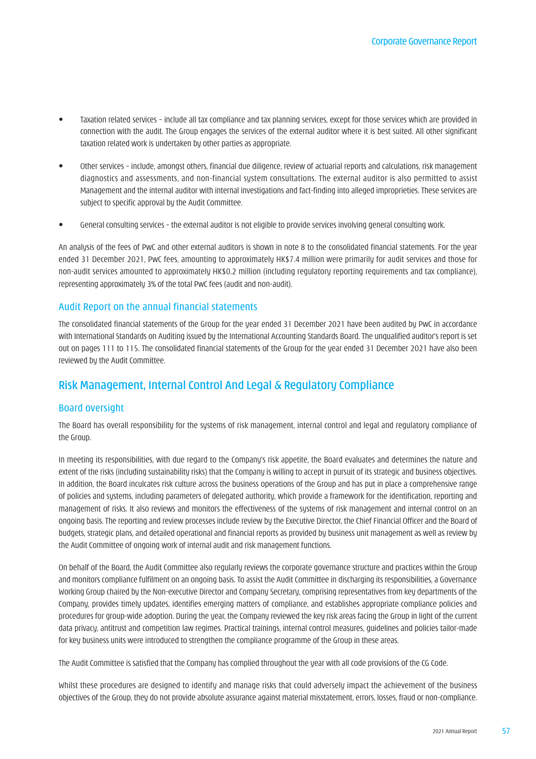- Taxation related services – include all tax compliance and tax planning services, except for those services which are provided in connection with the audit. The Group engages the services of the external auditor where it is best suited. All other significant taxation related work is undertaken by other parties as appropriate.

- Other services – include, amongst others, financial due diligence, review of actuarial reports and calculations, risk management diagnostics and assessments, and non-financial system consultations. The external auditor is also permitted to assist Management and the internal auditor with internal investigations and fact-finding into alleged improprieties. These services are subject to specific approval by the Audit Committee.

- General consulting services – the external auditor is not eligible to provide services involving general consulting work.

An analysis of the fees of PwC and other external auditors is shown in note 8 to the consolidated financial statements. For the year ended 31 December 2021, PwC fees, amounting to approximately HK$7.4 million were primarily for audit services and those for non-audit services amounted to approximately HK$0.2 million (including regulatory reporting requirements and tax compliance), representing approximately 3% of the total PwC fees (audit and non-audit).

### Audit Report on the annual financial statements

The consolidated financial statements of the Group for the year ended 31 December 2021 have been audited by PwC in accordance with International Standards on Auditing issued by the International Accounting Standards Board. The unqualified auditor's report is set out on pages 111 to 115. The consolidated financial statements of the Group for the year ended 31 December 2021 have also been reviewed by the Audit Committee.

## Risk Management, Internal Control And Legal & Regulatory Compliance

### Board oversight

The Board has overall responsibility for the systems of risk management, internal control and legal and regulatory compliance of the Group.

In meeting its responsibilities, with due regard to the Company's risk appetite, the Board evaluates and determines the nature and extent of the risks (including sustainability risks) that the Company is willing to accept in pursuit of its strategic and business objectives. In addition, the Board inculcates risk culture across the business operations of the Group and has put in place a comprehensive range of policies and systems, including parameters of delegated authority, which provide a framework for the identification, reporting and management of risks. It also reviews and monitors the effectiveness of the systems of risk management and internal control on an ongoing basis. The reporting and review processes include review by the Executive Director, the Chief Financial Officer and the Board of budgets, strategic plans, and detailed operational and financial reports as provided by business unit management as well as review by the Audit Committee of ongoing work of internal audit and risk management functions.

On behalf of the Board, the Audit Committee also regularly reviews the corporate governance structure and practices within the Group and monitors compliance fulfilment on an ongoing basis. To assist the Audit Committee in discharging its responsibilities, a Governance Working Group chaired by the Non-executive Director and Company Secretary, comprising representatives from key departments of the Company, provides timely updates, identifies emerging matters of compliance, and establishes appropriate compliance policies and procedures for group-wide adoption. During the year, the Company reviewed the key risk areas facing the Group in light of the current data privacy, antitrust and competition law regimes. Practical trainings, internal control measures, guidelines and policies tailor-made for key business units were introduced to strengthen the compliance programme of the Group in these areas.

The Audit Committee is satisfied that the Company has complied throughout the year with all code provisions of the CG Code.

Whilst these procedures are designed to identify and manage risks that could adversely impact the achievement of the business objectives of the Group, they do not provide absolute assurance against material misstatement, errors, losses, fraud or non-compliance.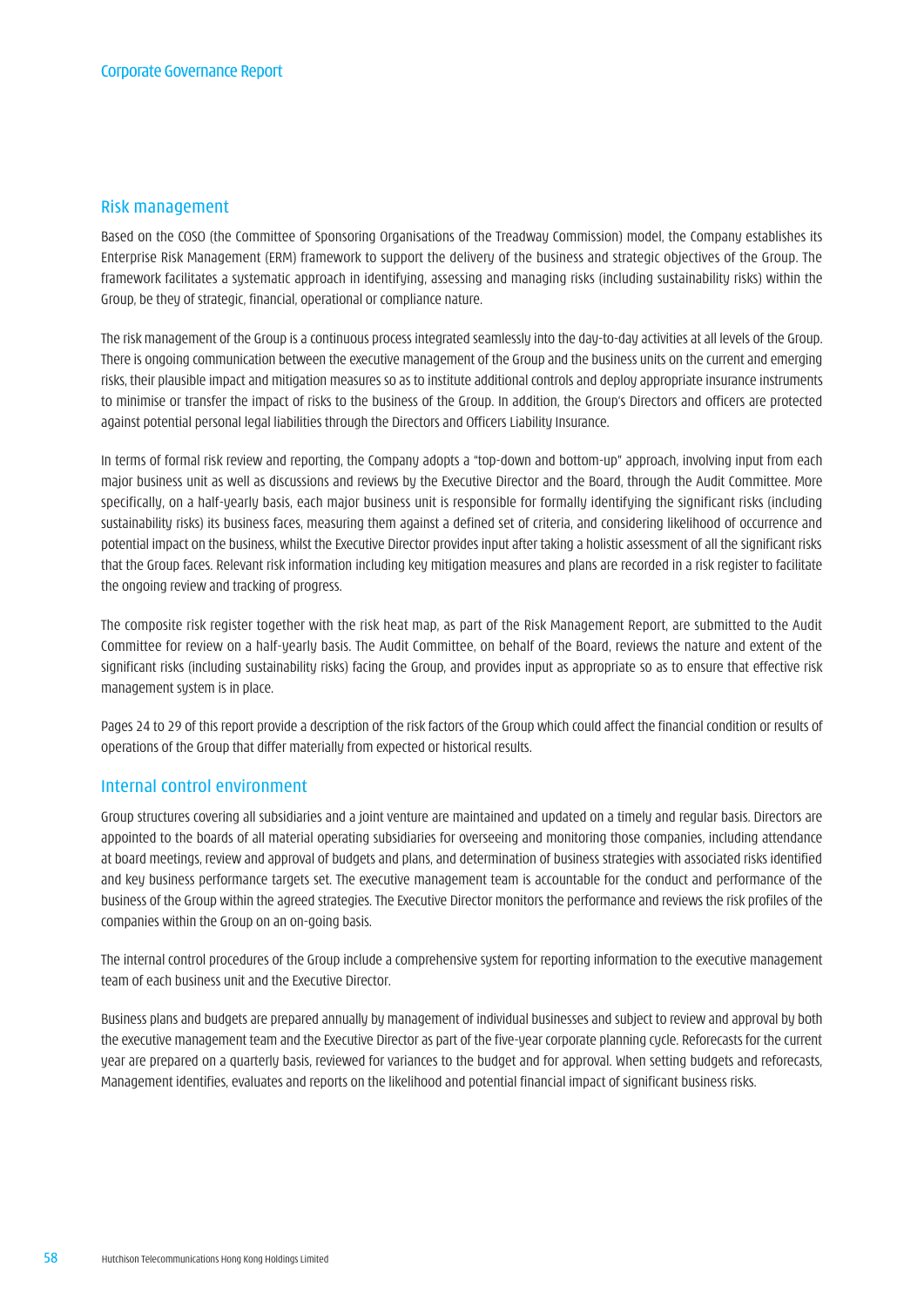## Risk management

Based on the COSO (the Committee of Sponsoring Organisations of the Treadway Commission) model, the Company establishes its Enterprise Risk Management (ERM) framework to support the delivery of the business and strategic objectives of the Group. The framework facilitates a systematic approach in identifying, assessing and managing risks (including sustainability risks) within the Group, be they of strategic, financial, operational or compliance nature.

The risk management of the Group is a continuous process integrated seamlessly into the day-to-day activities at all levels of the Group. There is ongoing communication between the executive management of the Group and the business units on the current and emerging risks, their plausible impact and mitigation measures so as to institute additional controls and deploy appropriate insurance instruments to minimise or transfer the impact of risks to the business of the Group. In addition, the Group's Directors and officers are protected against potential personal legal liabilities through the Directors and Officers Liability Insurance.

In terms of formal risk review and reporting, the Company adopts a "top-down and bottom-up" approach, involving input from each major business unit as well as discussions and reviews by the Executive Director and the Board, through the Audit Committee. More specifically, on a half-yearly basis, each major business unit is responsible for formally identifying the significant risks (including sustainability risks) its business faces, measuring them against a defined set of criteria, and considering likelihood of occurrence and potential impact on the business, whilst the Executive Director provides input after taking a holistic assessment of all the significant risks that the Group faces. Relevant risk information including key mitigation measures and plans are recorded in a risk register to facilitate the ongoing review and tracking of progress.

The composite risk register together with the risk heat map, as part of the Risk Management Report, are submitted to the Audit Committee for review on a half-yearly basis. The Audit Committee, on behalf of the Board, reviews the nature and extent of the significant risks (including sustainability risks) facing the Group, and provides input as appropriate so as to ensure that effective risk management system is in place.

Pages 24 to 29 of this report provide a description of the risk factors of the Group which could affect the financial condition or results of operations of the Group that differ materially from expected or historical results.

## Internal control environment

Group structures covering all subsidiaries and a joint venture are maintained and updated on a timely and regular basis. Directors are appointed to the boards of all material operating subsidiaries for overseeing and monitoring those companies, including attendance at board meetings, review and approval of budgets and plans, and determination of business strategies with associated risks identified and key business performance targets set. The executive management team is accountable for the conduct and performance of the business of the Group within the agreed strategies. The Executive Director monitors the performance and reviews the risk profiles of the companies within the Group on an on-going basis.

The internal control procedures of the Group include a comprehensive system for reporting information to the executive management team of each business unit and the Executive Director.

Business plans and budgets are prepared annually by management of individual businesses and subject to review and approval by both the executive management team and the Executive Director as part of the five-year corporate planning cycle. Reforecasts for the current year are prepared on a quarterly basis, reviewed for variances to the budget and for approval. When setting budgets and reforecasts, Management identifies, evaluates and reports on the likelihood and potential financial impact of significant business risks.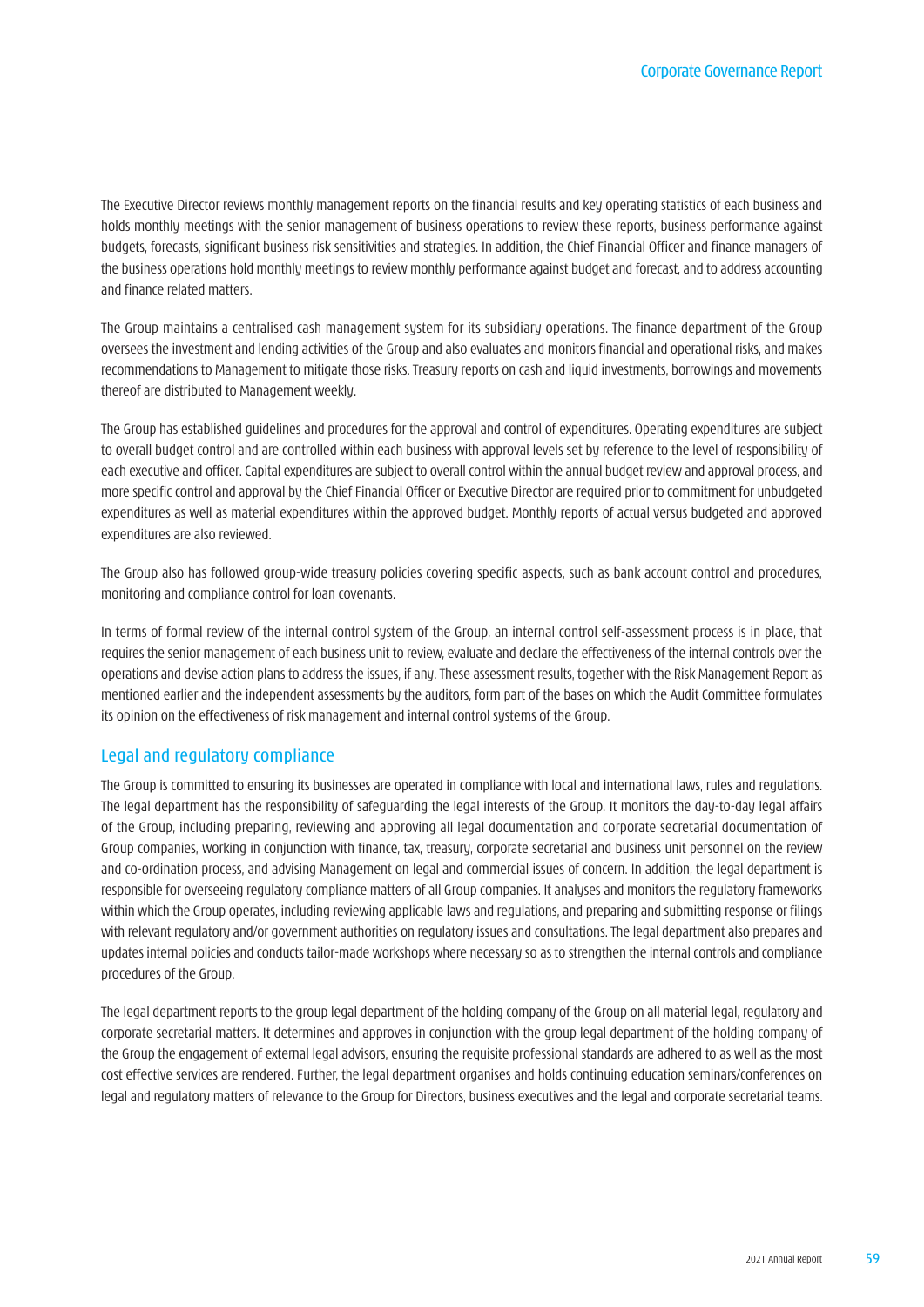The Executive Director reviews monthly management reports on the financial results and key operating statistics of each business and holds monthly meetings with the senior management of business operations to review these reports, business performance against budgets, forecasts, significant business risk sensitivities and strategies. In addition, the Chief Financial Officer and finance managers of the business operations hold monthly meetings to review monthly performance against budget and forecast, and to address accounting and finance related matters.

The Group maintains a centralised cash management system for its subsidiary operations. The finance department of the Group oversees the investment and lending activities of the Group and also evaluates and monitors financial and operational risks, and makes recommendations to Management to mitigate those risks. Treasury reports on cash and liquid investments, borrowings and movements thereof are distributed to Management weekly.

The Group has established guidelines and procedures for the approval and control of expenditures. Operating expenditures are subject to overall budget control and are controlled within each business with approval levels set by reference to the level of responsibility of each executive and officer. Capital expenditures are subject to overall control within the annual budget review and approval process, and more specific control and approval by the Chief Financial Officer or Executive Director are required prior to commitment for unbudgeted expenditures as well as material expenditures within the approved budget. Monthly reports of actual versus budgeted and approved expenditures are also reviewed.

The Group also has followed group-wide treasury policies covering specific aspects, such as bank account control and procedures, monitoring and compliance control for loan covenants.

In terms of formal review of the internal control system of the Group, an internal control self-assessment process is in place, that requires the senior management of each business unit to review, evaluate and declare the effectiveness of the internal controls over the operations and devise action plans to address the issues, if any. These assessment results, together with the Risk Management Report as mentioned earlier and the independent assessments by the auditors, form part of the bases on which the Audit Committee formulates its opinion on the effectiveness of risk management and internal control systems of the Group.

## Legal and regulatory compliance

The Group is committed to ensuring its businesses are operated in compliance with local and international laws, rules and regulations. The legal department has the responsibility of safeguarding the legal interests of the Group. It monitors the day-to-day legal affairs of the Group, including preparing, reviewing and approving all legal documentation and corporate secretarial documentation of Group companies, working in conjunction with finance, tax, treasury, corporate secretarial and business unit personnel on the review and co-ordination process, and advising Management on legal and commercial issues of concern. In addition, the legal department is responsible for overseeing regulatory compliance matters of all Group companies. It analyses and monitors the regulatory frameworks within which the Group operates, including reviewing applicable laws and regulations, and preparing and submitting response or filings with relevant regulatory and/or government authorities on regulatory issues and consultations. The legal department also prepares and updates internal policies and conducts tailor-made workshops where necessary so as to strengthen the internal controls and compliance procedures of the Group.

The legal department reports to the group legal department of the holding company of the Group on all material legal, regulatory and corporate secretarial matters. It determines and approves in conjunction with the group legal department of the holding company of the Group the engagement of external legal advisors, ensuring the requisite professional standards are adhered to as well as the most cost effective services are rendered. Further, the legal department organises and holds continuing education seminars/conferences on legal and regulatory matters of relevance to the Group for Directors, business executives and the legal and corporate secretarial teams.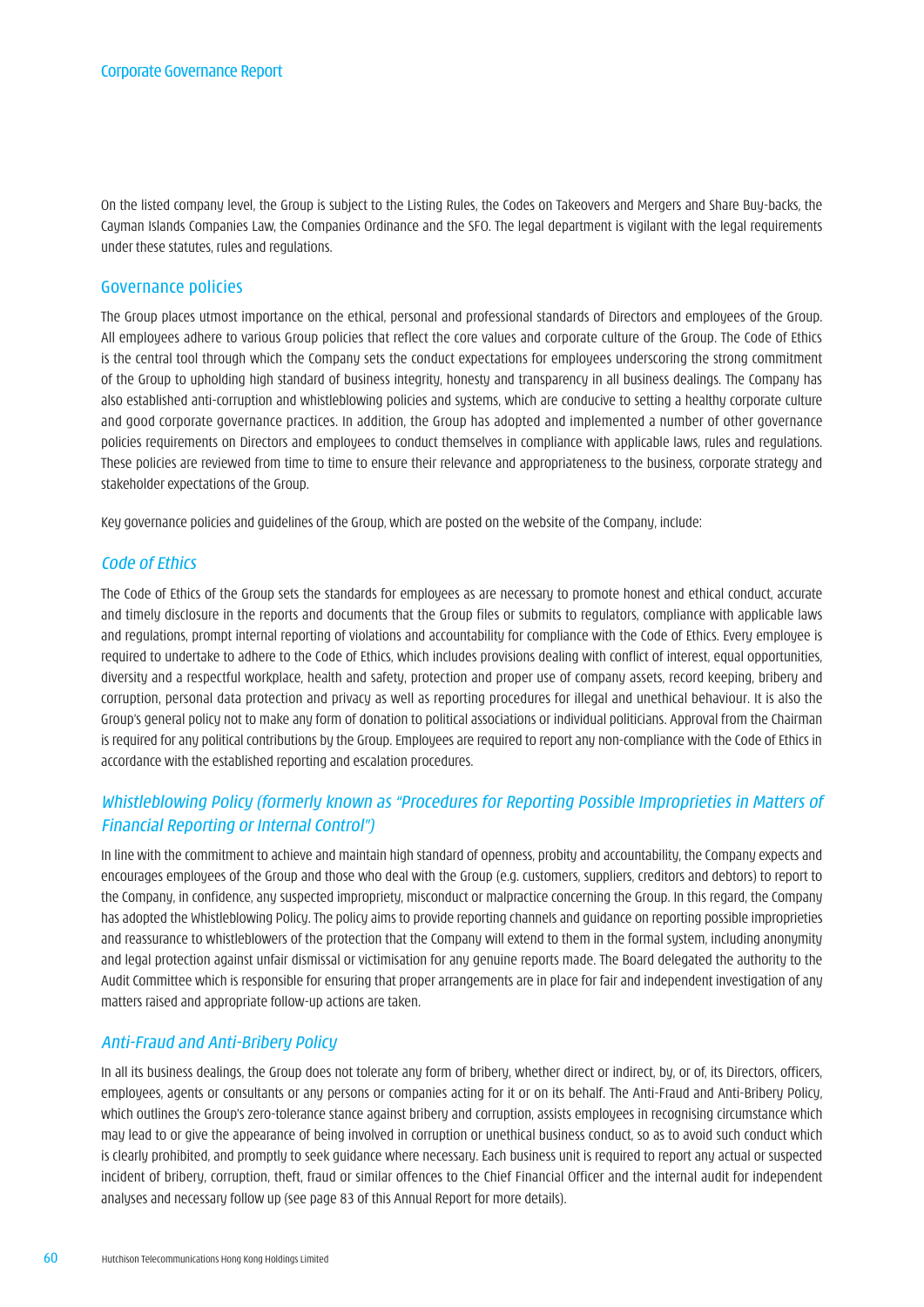On the listed company level, the Group is subject to the Listing Rules, the Codes on Takeovers and Mergers and Share Buy-backs, the Cayman Islands Companies Law, the Companies Ordinance and the SFO. The legal department is vigilant with the legal requirements under these statutes, rules and regulations.

## Governance policies

The Group places utmost importance on the ethical, personal and professional standards of Directors and employees of the Group. All employees adhere to various Group policies that reflect the core values and corporate culture of the Group. The Code of Ethics is the central tool through which the Company sets the conduct expectations for employees underscoring the strong commitment of the Group to upholding high standard of business integrity, honesty and transparency in all business dealings. The Company has also established anti-corruption and whistleblowing policies and systems, which are conducive to setting a healthy corporate culture and good corporate governance practices. In addition, the Group has adopted and implemented a number of other governance policies requirements on Directors and employees to conduct themselves in compliance with applicable laws, rules and regulations. These policies are reviewed from time to time to ensure their relevance and appropriateness to the business, corporate strategy and stakeholder expectations of the Group.

Key governance policies and guidelines of the Group, which are posted on the website of the Company, include:

### *Code of Ethics*

The Code of Ethics of the Group sets the standards for employees as are necessary to promote honest and ethical conduct, accurate and timely disclosure in the reports and documents that the Group files or submits to regulators, compliance with applicable laws and regulations, prompt internal reporting of violations and accountability for compliance with the Code of Ethics. Every employee is required to undertake to adhere to the Code of Ethics, which includes provisions dealing with conflict of interest, equal opportunities, diversity and a respectful workplace, health and safety, protection and proper use of company assets, record keeping, bribery and corruption, personal data protection and privacy as well as reporting procedures for illegal and unethical behaviour. It is also the Group's general policy not to make any form of donation to political associations or individual politicians. Approval from the Chairman is required for any political contributions by the Group. Employees are required to report any non-compliance with the Code of Ethics in accordance with the established reporting and escalation procedures.

### *Whistleblowing Policy (formerly known as "Procedures for Reporting Possible Improprieties in Matters of Financial Reporting or Internal Control")*

In line with the commitment to achieve and maintain high standard of openness, probity and accountability, the Company expects and encourages employees of the Group and those who deal with the Group (e.g. customers, suppliers, creditors and debtors) to report to the Company, in confidence, any suspected impropriety, misconduct or malpractice concerning the Group. In this regard, the Company has adopted the Whistleblowing Policy. The policy aims to provide reporting channels and guidance on reporting possible improprieties and reassurance to whistleblowers of the protection that the Company will extend to them in the formal system, including anonymity and legal protection against unfair dismissal or victimisation for any genuine reports made. The Board delegated the authority to the Audit Committee which is responsible for ensuring that proper arrangements are in place for fair and independent investigation of any matters raised and appropriate follow-up actions are taken.

### *Anti-Fraud and Anti-Bribery Policy*

In all its business dealings, the Group does not tolerate any form of bribery, whether direct or indirect, by, or of, its Directors, officers, employees, agents or consultants or any persons or companies acting for it or on its behalf. The Anti-Fraud and Anti-Bribery Policy, which outlines the Group's zero-tolerance stance against bribery and corruption, assists employees in recognising circumstance which may lead to or give the appearance of being involved in corruption or unethical business conduct, so as to avoid such conduct which is clearly prohibited, and promptly to seek guidance where necessary. Each business unit is required to report any actual or suspected incident of bribery, corruption, theft, fraud or similar offences to the Chief Financial Officer and the internal audit for independent analyses and necessary follow up (see page 83 of this Annual Report for more details).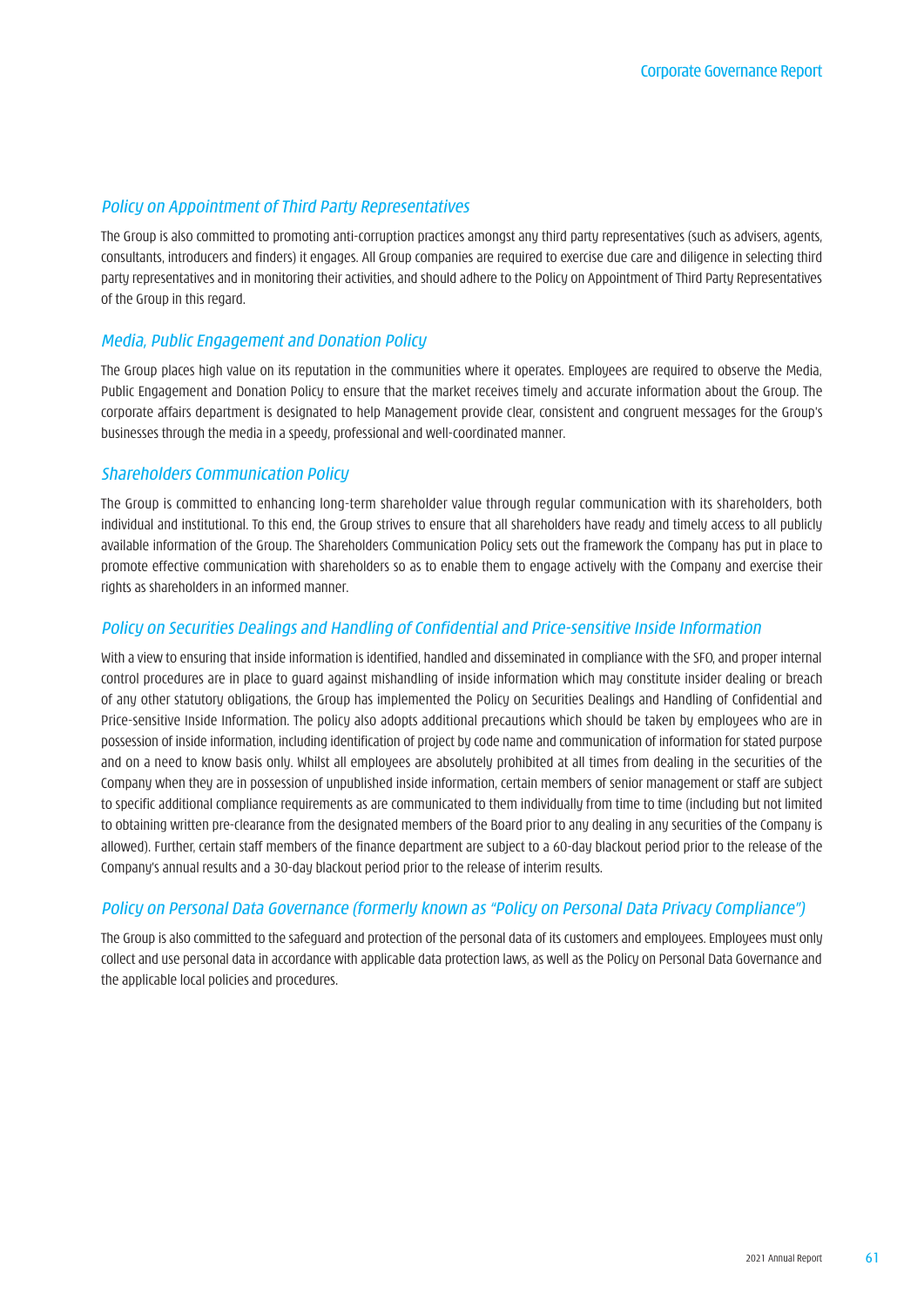### *Policy on Appointment of Third Party Representatives*

The Group is also committed to promoting anti-corruption practices amongst any third party representatives (such as advisers, agents, consultants, introducers and finders) it engages. All Group companies are required to exercise due care and diligence in selecting third party representatives and in monitoring their activities, and should adhere to the Policy on Appointment of Third Party Representatives of the Group in this regard.

### *Media, Public Engagement and Donation Policy*

The Group places high value on its reputation in the communities where it operates. Employees are required to observe the Media, Public Engagement and Donation Policy to ensure that the market receives timely and accurate information about the Group. The corporate affairs department is designated to help Management provide clear, consistent and congruent messages for the Group's businesses through the media in a speedy, professional and well-coordinated manner.

### *Shareholders Communication Policy*

The Group is committed to enhancing long-term shareholder value through regular communication with its shareholders, both individual and institutional. To this end, the Group strives to ensure that all shareholders have ready and timely access to all publicly available information of the Group. The Shareholders Communication Policy sets out the framework the Company has put in place to promote effective communication with shareholders so as to enable them to engage actively with the Company and exercise their rights as shareholders in an informed manner.

### *Policy on Securities Dealings and Handling of Confidential and Price-sensitive Inside Information*

With a view to ensuring that inside information is identified, handled and disseminated in compliance with the SFO, and proper internal control procedures are in place to guard against mishandling of inside information which may constitute insider dealing or breach of any other statutory obligations, the Group has implemented the Policy on Securities Dealings and Handling of Confidential and Price-sensitive Inside Information. The policy also adopts additional precautions which should be taken by employees who are in possession of inside information, including identification of project by code name and communication of information for stated purpose and on a need to know basis only. Whilst all employees are absolutely prohibited at all times from dealing in the securities of the Company when they are in possession of unpublished inside information, certain members of senior management or staff are subject to specific additional compliance requirements as are communicated to them individually from time to time (including but not limited to obtaining written pre-clearance from the designated members of the Board prior to any dealing in any securities of the Company is allowed). Further, certain staff members of the finance department are subject to a 60-day blackout period prior to the release of the Company's annual results and a 30-day blackout period prior to the release of interim results.

### *Policy on Personal Data Governance (formerly known as "Policy on Personal Data Privacy Compliance")*

The Group is also committed to the safeguard and protection of the personal data of its customers and employees. Employees must only collect and use personal data in accordance with applicable data protection laws, as well as the Policy on Personal Data Governance and the applicable local policies and procedures.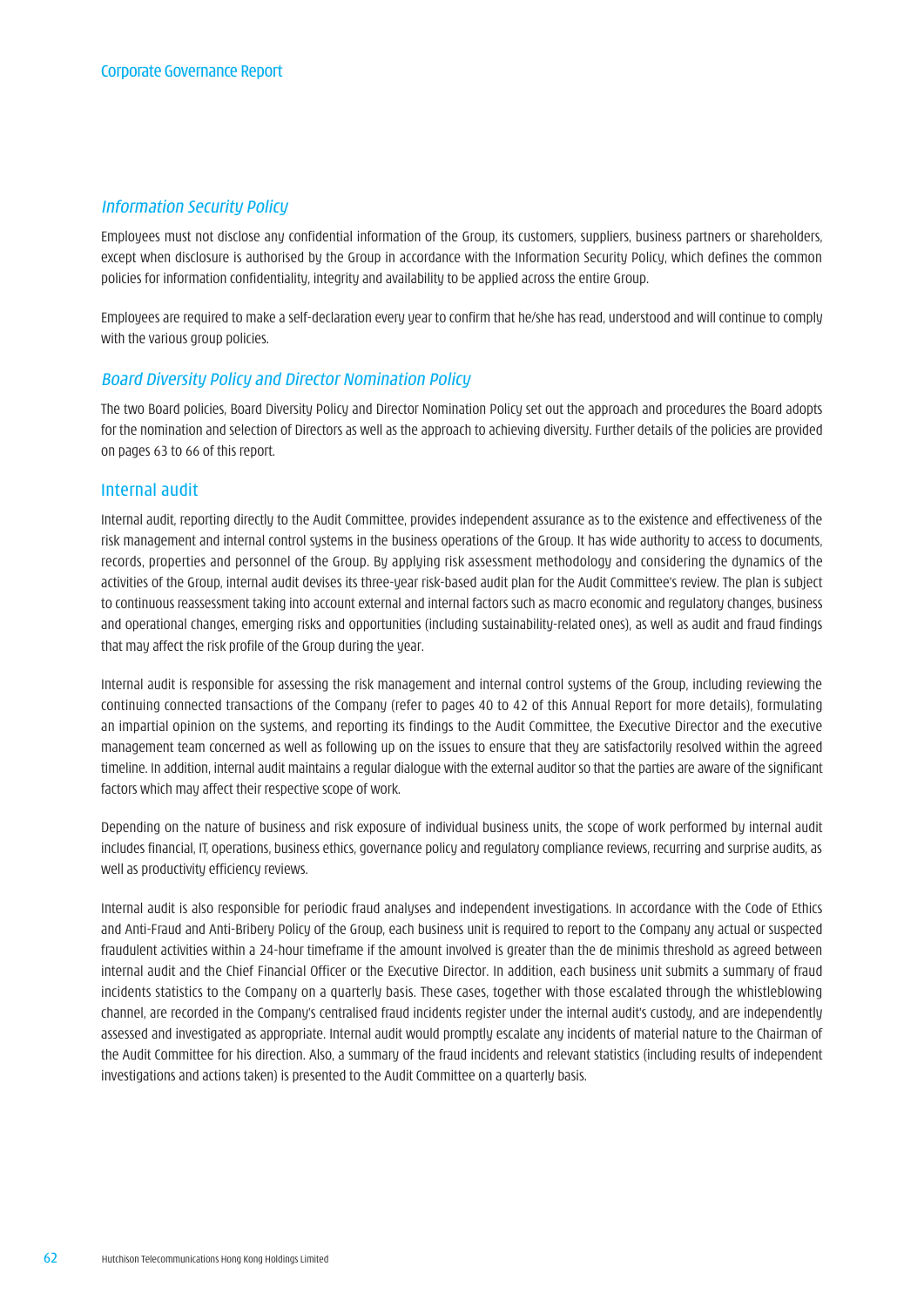### *Information Security Policy*

Employees must not disclose any confidential information of the Group, its customers, suppliers, business partners or shareholders, except when disclosure is authorised by the Group in accordance with the Information Security Policy, which defines the common policies for information confidentiality, integrity and availability to be applied across the entire Group.

Employees are required to make a self-declaration every year to confirm that he/she has read, understood and will continue to comply with the various group policies.

### *Board Diversity Policy and Director Nomination Policy*

The two Board policies, Board Diversity Policy and Director Nomination Policy set out the approach and procedures the Board adopts for the nomination and selection of Directors as well as the approach to achieving diversity. Further details of the policies are provided on pages 63 to 66 of this report.

## Internal audit

Internal audit, reporting directly to the Audit Committee, provides independent assurance as to the existence and effectiveness of the risk management and internal control systems in the business operations of the Group. It has wide authority to access to documents, records, properties and personnel of the Group. By applying risk assessment methodology and considering the dynamics of the activities of the Group, internal audit devises its three-year risk-based audit plan for the Audit Committee's review. The plan is subject to continuous reassessment taking into account external and internal factors such as macro economic and regulatory changes, business and operational changes, emerging risks and opportunities (including sustainability-related ones), as well as audit and fraud findings that may affect the risk profile of the Group during the year.

Internal audit is responsible for assessing the risk management and internal control systems of the Group, including reviewing the continuing connected transactions of the Company (refer to pages 40 to 42 of this Annual Report for more details), formulating an impartial opinion on the systems, and reporting its findings to the Audit Committee, the Executive Director and the executive management team concerned as well as following up on the issues to ensure that they are satisfactorily resolved within the agreed timeline. In addition, internal audit maintains a regular dialogue with the external auditor so that the parties are aware of the significant factors which may affect their respective scope of work.

Depending on the nature of business and risk exposure of individual business units, the scope of work performed by internal audit includes financial, IT, operations, business ethics, governance policy and regulatory compliance reviews, recurring and surprise audits, as well as productivity efficiency reviews.

Internal audit is also responsible for periodic fraud analyses and independent investigations. In accordance with the Code of Ethics and Anti-Fraud and Anti-Bribery Policy of the Group, each business unit is required to report to the Company any actual or suspected fraudulent activities within a 24-hour timeframe if the amount involved is greater than the de minimis threshold as agreed between internal audit and the Chief Financial Officer or the Executive Director. In addition, each business unit submits a summary of fraud incidents statistics to the Company on a quarterly basis. These cases, together with those escalated through the whistleblowing channel, are recorded in the Company's centralised fraud incidents register under the internal audit's custody, and are independently assessed and investigated as appropriate. Internal audit would promptly escalate any incidents of material nature to the Chairman of the Audit Committee for his direction. Also, a summary of the fraud incidents and relevant statistics (including results of independent investigations and actions taken) is presented to the Audit Committee on a quarterly basis.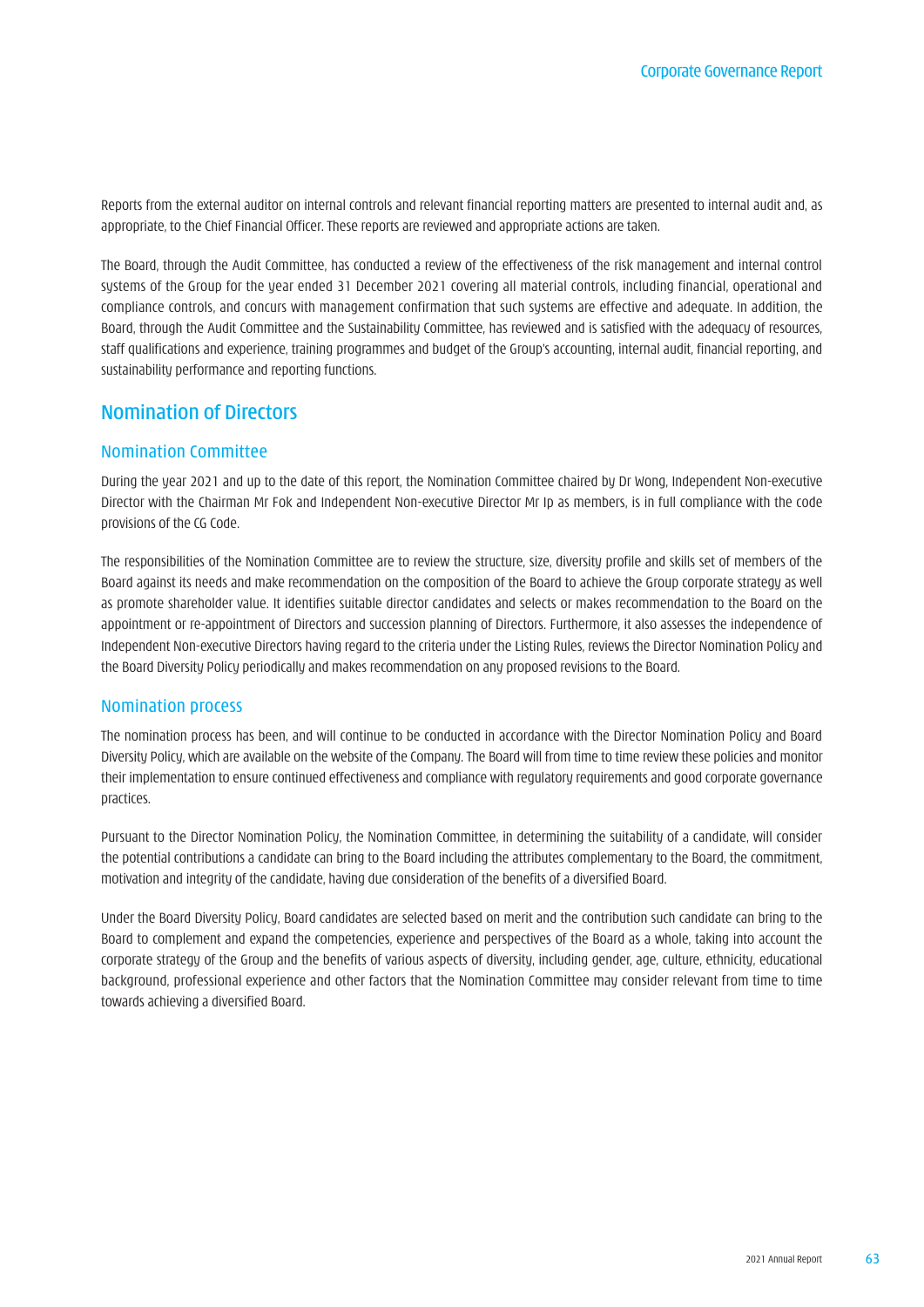Reports from the external auditor on internal controls and relevant financial reporting matters are presented to internal audit and, as appropriate, to the Chief Financial Officer. These reports are reviewed and appropriate actions are taken.

The Board, through the Audit Committee, has conducted a review of the effectiveness of the risk management and internal control systems of the Group for the year ended 31 December 2021 covering all material controls, including financial, operational and compliance controls, and concurs with management confirmation that such systems are effective and adequate. In addition, the Board, through the Audit Committee and the Sustainability Committee, has reviewed and is satisfied with the adequacy of resources, staff qualifications and experience, training programmes and budget of the Group's accounting, internal audit, financial reporting, and sustainability performance and reporting functions.

## Nomination of Directors

### Nomination Committee

During the year 2021 and up to the date of this report, the Nomination Committee chaired by Dr Wong, Independent Non-executive Director with the Chairman Mr Fok and Independent Non-executive Director Mr Ip as members, is in full compliance with the code provisions of the CG Code.

The responsibilities of the Nomination Committee are to review the structure, size, diversity profile and skills set of members of the Board against its needs and make recommendation on the composition of the Board to achieve the Group corporate strategy as well as promote shareholder value. It identifies suitable director candidates and selects or makes recommendation to the Board on the appointment or re-appointment of Directors and succession planning of Directors. Furthermore, it also assesses the independence of Independent Non-executive Directors having regard to the criteria under the Listing Rules, reviews the Director Nomination Policy and the Board Diversity Policy periodically and makes recommendation on any proposed revisions to the Board.

### Nomination process

The nomination process has been, and will continue to be conducted in accordance with the Director Nomination Policy and Board Diversity Policy, which are available on the website of the Company. The Board will from time to time review these policies and monitor their implementation to ensure continued effectiveness and compliance with regulatory requirements and good corporate governance practices.

Pursuant to the Director Nomination Policy, the Nomination Committee, in determining the suitability of a candidate, will consider the potential contributions a candidate can bring to the Board including the attributes complementary to the Board, the commitment, motivation and integrity of the candidate, having due consideration of the benefits of a diversified Board.

Under the Board Diversity Policy, Board candidates are selected based on merit and the contribution such candidate can bring to the Board to complement and expand the competencies, experience and perspectives of the Board as a whole, taking into account the corporate strategy of the Group and the benefits of various aspects of diversity, including gender, age, culture, ethnicity, educational background, professional experience and other factors that the Nomination Committee may consider relevant from time to time towards achieving a diversified Board.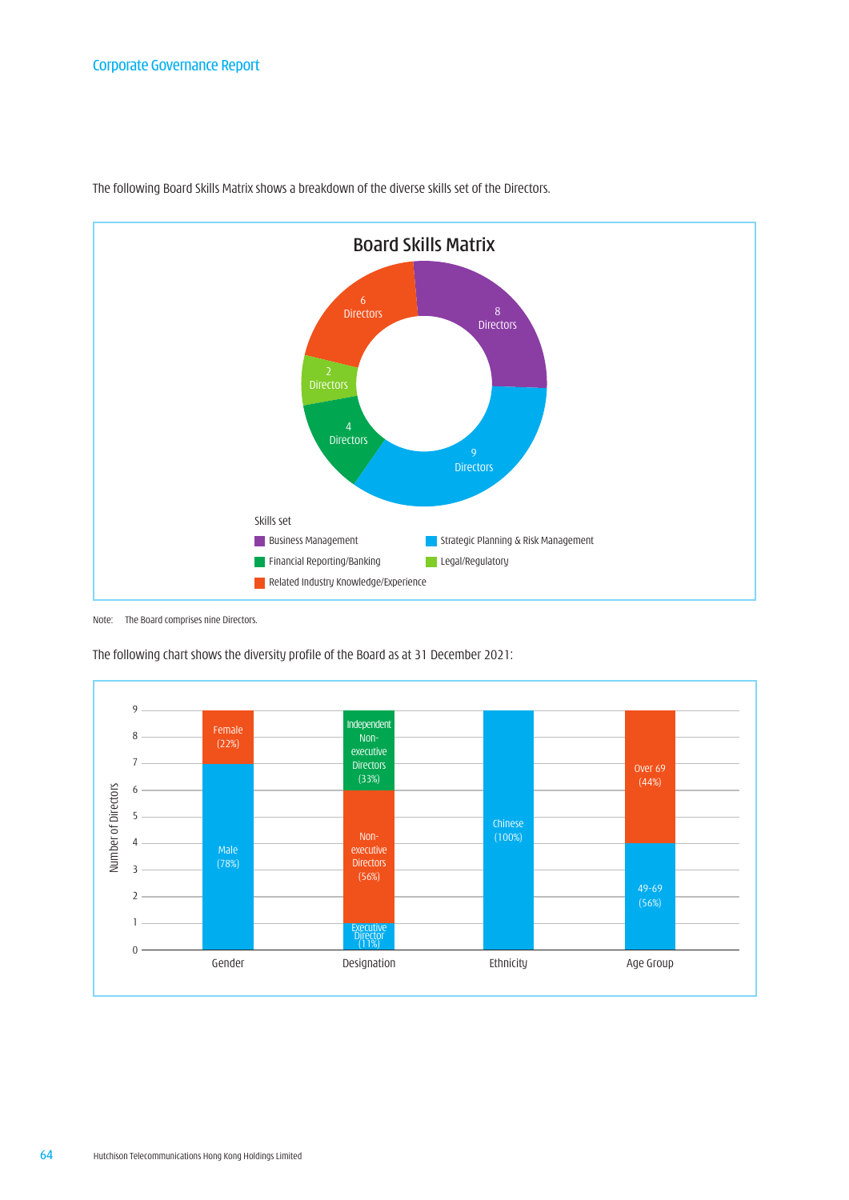The following Board Skills Matrix shows a breakdown of the diverse skills set of the Directors.

**Board Skills Matrix**

| Skills set | Number of Directors |
| --- | --- |
| Business Management | 8 Directors |
| Strategic Planning & Risk Management | 9 Directors |
| Financial Reporting/Banking | 4 Directors |
| Legal/Regulatory | 2 Directors |
| Related Industry Knowledge/Experience | 6 Directors |

Note: The Board comprises nine Directors.

The following chart shows the diversity profile of the Board as at 31 December 2021:

| Category | Breakdown |
| --- | --- |
| Gender | Male (78%); Female (22%) |
| Designation | Executive Director (11%); Non-executive Directors (56%); Independent Non-executive Directors (33%) |
| Ethnicity | Chinese (100%) |
| Age Group | 49-69 (56%); Over 69 (44%) |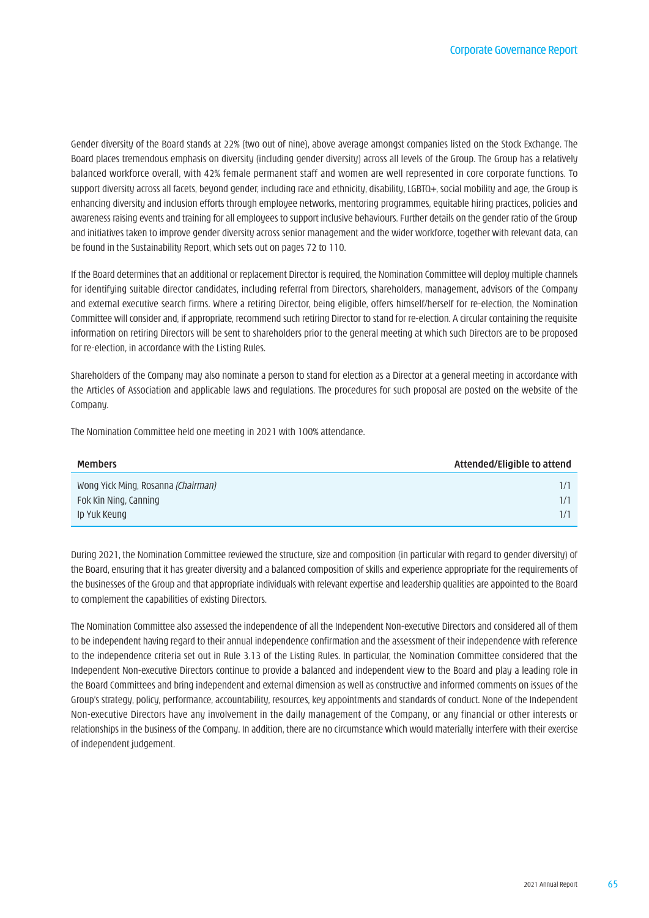Gender diversity of the Board stands at 22% (two out of nine), above average amongst companies listed on the Stock Exchange. The Board places tremendous emphasis on diversity (including gender diversity) across all levels of the Group. The Group has a relatively balanced workforce overall, with 42% female permanent staff and women are well represented in core corporate functions. To support diversity across all facets, beyond gender, including race and ethnicity, disability, LGBTQ+, social mobility and age, the Group is enhancing diversity and inclusion efforts through employee networks, mentoring programmes, equitable hiring practices, policies and awareness raising events and training for all employees to support inclusive behaviours. Further details on the gender ratio of the Group and initiatives taken to improve gender diversity across senior management and the wider workforce, together with relevant data, can be found in the Sustainability Report, which sets out on pages 72 to 110.

If the Board determines that an additional or replacement Director is required, the Nomination Committee will deploy multiple channels for identifying suitable director candidates, including referral from Directors, shareholders, management, advisors of the Company and external executive search firms. Where a retiring Director, being eligible, offers himself/herself for re-election, the Nomination Committee will consider and, if appropriate, recommend such retiring Director to stand for re-election. A circular containing the requisite information on retiring Directors will be sent to shareholders prior to the general meeting at which such Directors are to be proposed for re-election, in accordance with the Listing Rules.

Shareholders of the Company may also nominate a person to stand for election as a Director at a general meeting in accordance with the Articles of Association and applicable laws and regulations. The procedures for such proposal are posted on the website of the Company.

The Nomination Committee held one meeting in 2021 with 100% attendance.

| Members | Attended/Eligible to attend |
|---|---|
| Wong Yick Ming, Rosanna *(Chairman)* | 1/1 |
| Fok Kin Ning, Canning | 1/1 |
| Ip Yuk Keung | 1/1 |

During 2021, the Nomination Committee reviewed the structure, size and composition (in particular with regard to gender diversity) of the Board, ensuring that it has greater diversity and a balanced composition of skills and experience appropriate for the requirements of the businesses of the Group and that appropriate individuals with relevant expertise and leadership qualities are appointed to the Board to complement the capabilities of existing Directors.

The Nomination Committee also assessed the independence of all the Independent Non-executive Directors and considered all of them to be independent having regard to their annual independence confirmation and the assessment of their independence with reference to the independence criteria set out in Rule 3.13 of the Listing Rules. In particular, the Nomination Committee considered that the Independent Non-executive Directors continue to provide a balanced and independent view to the Board and play a leading role in the Board Committees and bring independent and external dimension as well as constructive and informed comments on issues of the Group's strategy, policy, performance, accountability, resources, key appointments and standards of conduct. None of the Independent Non-executive Directors have any involvement in the daily management of the Company, or any financial or other interests or relationships in the business of the Company. In addition, there are no circumstance which would materially interfere with their exercise of independent judgement.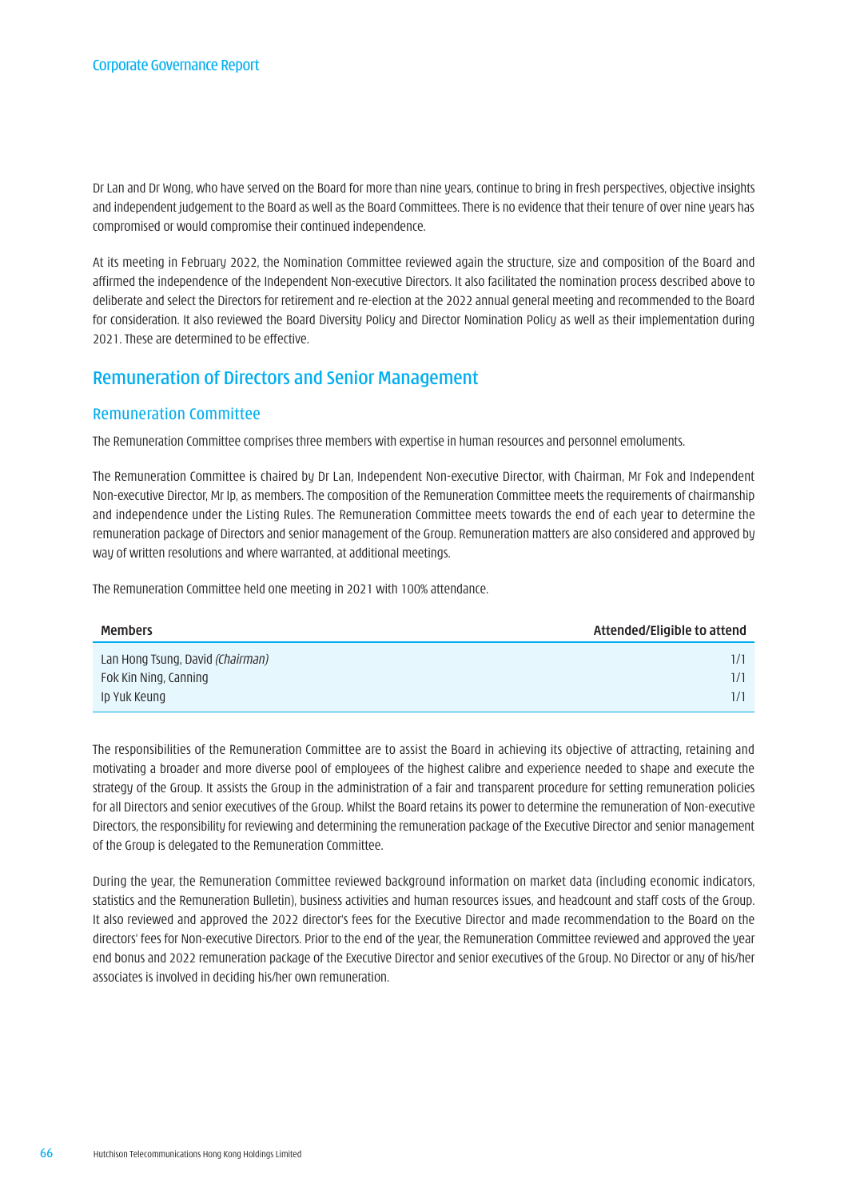Dr Lan and Dr Wong, who have served on the Board for more than nine years, continue to bring in fresh perspectives, objective insights and independent judgement to the Board as well as the Board Committees. There is no evidence that their tenure of over nine years has compromised or would compromise their continued independence.

At its meeting in February 2022, the Nomination Committee reviewed again the structure, size and composition of the Board and affirmed the independence of the Independent Non-executive Directors. It also facilitated the nomination process described above to deliberate and select the Directors for retirement and re-election at the 2022 annual general meeting and recommended to the Board for consideration. It also reviewed the Board Diversity Policy and Director Nomination Policy as well as their implementation during 2021. These are determined to be effective.

## Remuneration of Directors and Senior Management

### Remuneration Committee

The Remuneration Committee comprises three members with expertise in human resources and personnel emoluments.

The Remuneration Committee is chaired by Dr Lan, Independent Non-executive Director, with Chairman, Mr Fok and Independent Non-executive Director, Mr Ip, as members. The composition of the Remuneration Committee meets the requirements of chairmanship and independence under the Listing Rules. The Remuneration Committee meets towards the end of each year to determine the remuneration package of Directors and senior management of the Group. Remuneration matters are also considered and approved by way of written resolutions and where warranted, at additional meetings.

The Remuneration Committee held one meeting in 2021 with 100% attendance.

| Members | Attended/Eligible to attend |
|---|---|
| Lan Hong Tsung, David *(Chairman)* | 1/1 |
| Fok Kin Ning, Canning | 1/1 |
| Ip Yuk Keung | 1/1 |

The responsibilities of the Remuneration Committee are to assist the Board in achieving its objective of attracting, retaining and motivating a broader and more diverse pool of employees of the highest calibre and experience needed to shape and execute the strategy of the Group. It assists the Group in the administration of a fair and transparent procedure for setting remuneration policies for all Directors and senior executives of the Group. Whilst the Board retains its power to determine the remuneration of Non-executive Directors, the responsibility for reviewing and determining the remuneration package of the Executive Director and senior management of the Group is delegated to the Remuneration Committee.

During the year, the Remuneration Committee reviewed background information on market data (including economic indicators, statistics and the Remuneration Bulletin), business activities and human resources issues, and headcount and staff costs of the Group. It also reviewed and approved the 2022 director's fees for the Executive Director and made recommendation to the Board on the directors' fees for Non-executive Directors. Prior to the end of the year, the Remuneration Committee reviewed and approved the year end bonus and 2022 remuneration package of the Executive Director and senior executives of the Group. No Director or any of his/her associates is involved in deciding his/her own remuneration.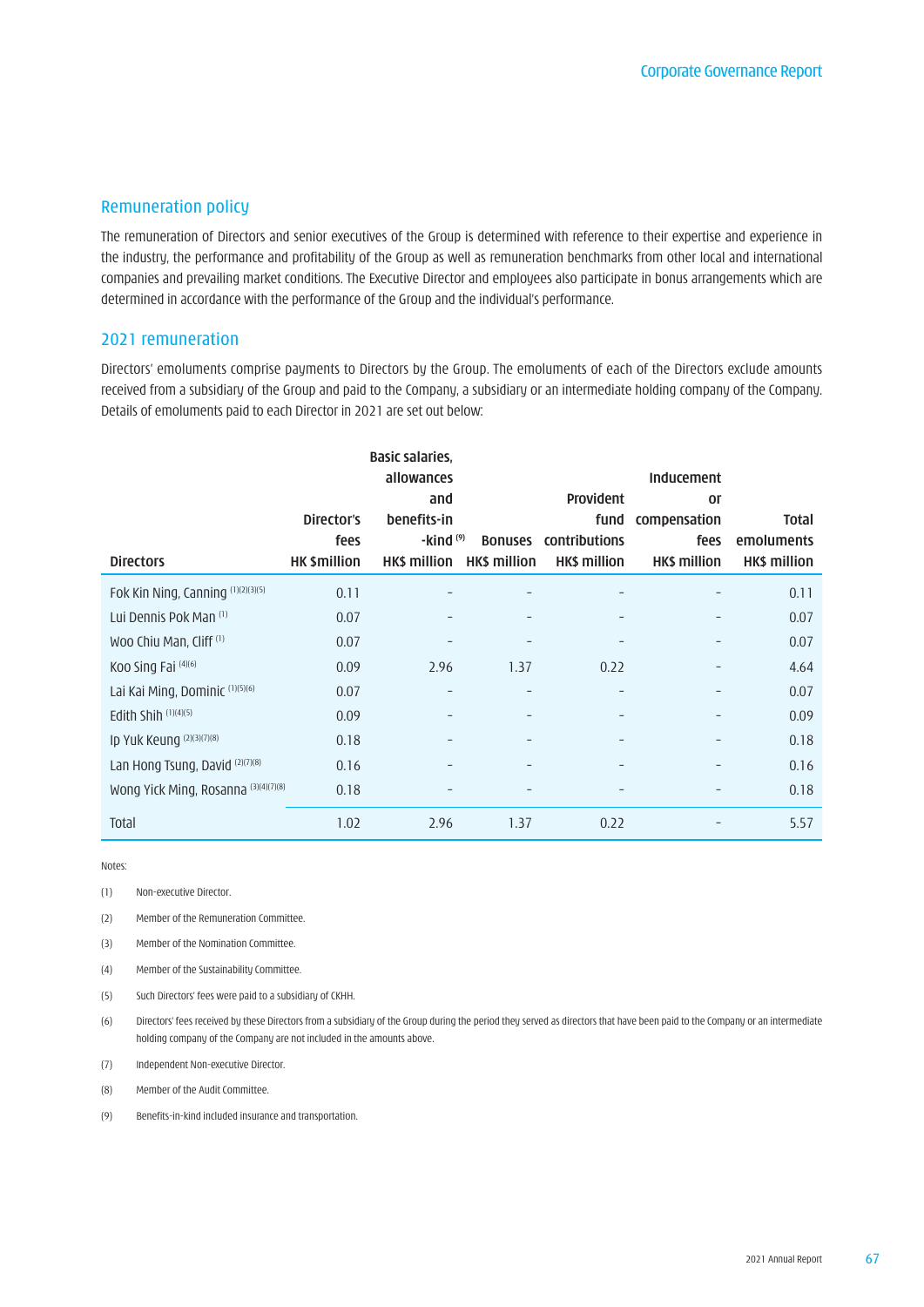## Remuneration policy

The remuneration of Directors and senior executives of the Group is determined with reference to their expertise and experience in the industry, the performance and profitability of the Group as well as remuneration benchmarks from other local and international companies and prevailing market conditions. The Executive Director and employees also participate in bonus arrangements which are determined in accordance with the performance of the Group and the individual's performance.

## 2021 remuneration

Directors' emoluments comprise payments to Directors by the Group. The emoluments of each of the Directors exclude amounts received from a subsidiary of the Group and paid to the Company, a subsidiary or an intermediate holding company of the Company. Details of emoluments paid to each Director in 2021 are set out below:

| Directors | Director's fees HK $million | Basic salaries, allowances and benefits-in-kind [9] HK$ million | Bonuses HK$ million | Provident fund contributions HK$ million | Inducement or compensation fees HK$ million | Total emoluments HK$ million |
|---|---|---|---|---|---|---|
| Fok Kin Ning, Canning [1][2][3][5] | 0.11 | – | – | – | – | 0.11 |
| Lui Dennis Pok Man [1] | 0.07 | – | – | – | – | 0.07 |
| Woo Chiu Man, Cliff [1] | 0.07 | – | – | – | – | 0.07 |
| Koo Sing Fai [4][6] | 0.09 | 2.96 | 1.37 | 0.22 | – | 4.64 |
| Lai Kai Ming, Dominic [1][5][6] | 0.07 | – | – | – | – | 0.07 |
| Edith Shih [1][4][5] | 0.09 | – | – | – | – | 0.09 |
| Ip Yuk Keung [2][3][7][8] | 0.18 | – | – | – | – | 0.18 |
| Lan Hong Tsung, David [2][7][8] | 0.16 | – | – | – | – | 0.16 |
| Wong Yick Ming, Rosanna [3][4][7][8] | 0.18 | – | – | – | – | 0.18 |
| Total | 1.02 | 2.96 | 1.37 | 0.22 | – | 5.57 |

Notes:

(1) Non-executive Director.

(2) Member of the Remuneration Committee.

(3) Member of the Nomination Committee.

(4) Member of the Sustainability Committee.

(5) Such Directors' fees were paid to a subsidiary of CKHH.

(6) Directors' fees received by these Directors from a subsidiary of the Group during the period they served as directors that have been paid to the Company or an intermediate holding company of the Company are not included in the amounts above.

(7) Independent Non-executive Director.

(8) Member of the Audit Committee.

(9) Benefits-in-kind included insurance and transportation.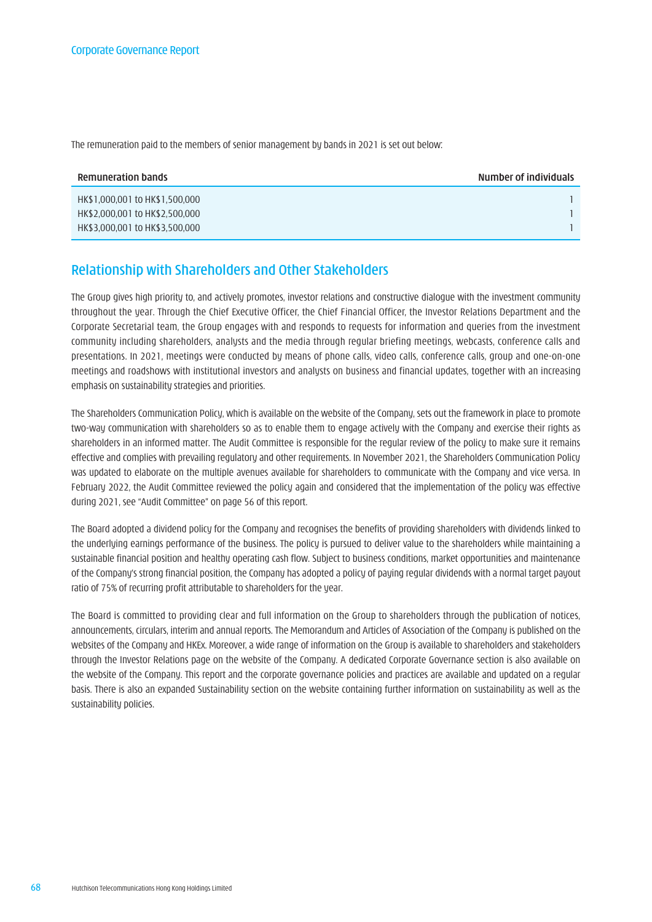The remuneration paid to the members of senior management by bands in 2021 is set out below:

| Remuneration bands | Number of individuals |
| --- | --- |
| HK$1,000,001 to HK$1,500,000 | 1 |
| HK$2,000,001 to HK$2,500,000 | 1 |
| HK$3,000,001 to HK$3,500,000 | 1 |

## Relationship with Shareholders and Other Stakeholders

The Group gives high priority to, and actively promotes, investor relations and constructive dialogue with the investment community throughout the year. Through the Chief Executive Officer, the Chief Financial Officer, the Investor Relations Department and the Corporate Secretarial team, the Group engages with and responds to requests for information and queries from the investment community including shareholders, analysts and the media through regular briefing meetings, webcasts, conference calls and presentations. In 2021, meetings were conducted by means of phone calls, video calls, conference calls, group and one-on-one meetings and roadshows with institutional investors and analysts on business and financial updates, together with an increasing emphasis on sustainability strategies and priorities.

The Shareholders Communication Policy, which is available on the website of the Company, sets out the framework in place to promote two-way communication with shareholders so as to enable them to engage actively with the Company and exercise their rights as shareholders in an informed matter. The Audit Committee is responsible for the regular review of the policy to make sure it remains effective and complies with prevailing regulatory and other requirements. In November 2021, the Shareholders Communication Policy was updated to elaborate on the multiple avenues available for shareholders to communicate with the Company and vice versa. In February 2022, the Audit Committee reviewed the policy again and considered that the implementation of the policy was effective during 2021, see "Audit Committee" on page 56 of this report.

The Board adopted a dividend policy for the Company and recognises the benefits of providing shareholders with dividends linked to the underlying earnings performance of the business. The policy is pursued to deliver value to the shareholders while maintaining a sustainable financial position and healthy operating cash flow. Subject to business conditions, market opportunities and maintenance of the Company's strong financial position, the Company has adopted a policy of paying regular dividends with a normal target payout ratio of 75% of recurring profit attributable to shareholders for the year.

The Board is committed to providing clear and full information on the Group to shareholders through the publication of notices, announcements, circulars, interim and annual reports. The Memorandum and Articles of Association of the Company is published on the websites of the Company and HKEx. Moreover, a wide range of information on the Group is available to shareholders and stakeholders through the Investor Relations page on the website of the Company. A dedicated Corporate Governance section is also available on the website of the Company. This report and the corporate governance policies and practices are available and updated on a regular basis. There is also an expanded Sustainability section on the website containing further information on sustainability as well as the sustainability policies.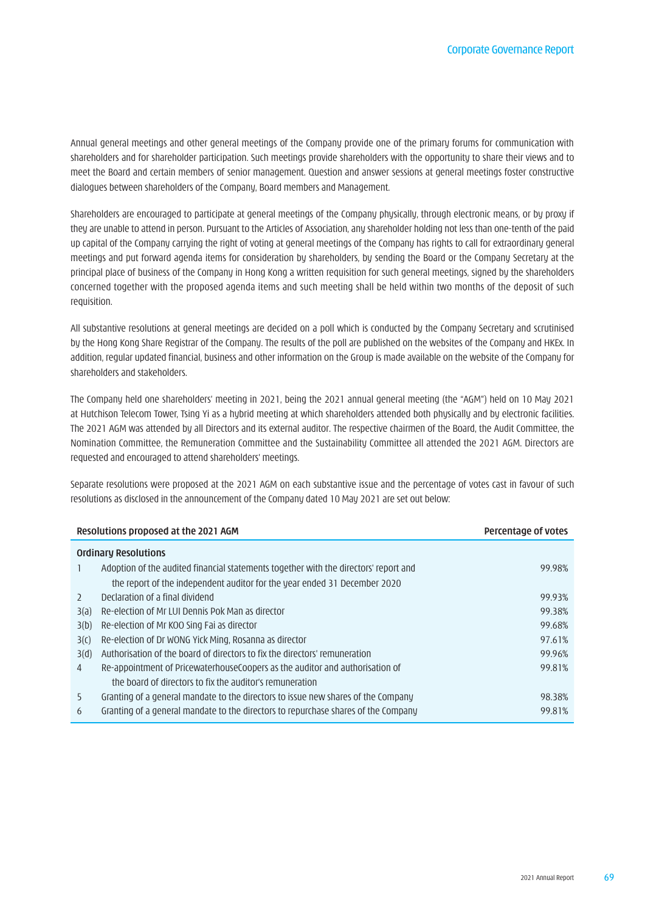Annual general meetings and other general meetings of the Company provide one of the primary forums for communication with shareholders and for shareholder participation. Such meetings provide shareholders with the opportunity to share their views and to meet the Board and certain members of senior management. Question and answer sessions at general meetings foster constructive dialogues between shareholders of the Company, Board members and Management.

Shareholders are encouraged to participate at general meetings of the Company physically, through electronic means, or by proxy if they are unable to attend in person. Pursuant to the Articles of Association, any shareholder holding not less than one-tenth of the paid up capital of the Company carrying the right of voting at general meetings of the Company has rights to call for extraordinary general meetings and put forward agenda items for consideration by shareholders, by sending the Board or the Company Secretary at the principal place of business of the Company in Hong Kong a written requisition for such general meetings, signed by the shareholders concerned together with the proposed agenda items and such meeting shall be held within two months of the deposit of such requisition.

All substantive resolutions at general meetings are decided on a poll which is conducted by the Company Secretary and scrutinised by the Hong Kong Share Registrar of the Company. The results of the poll are published on the websites of the Company and HKEx. In addition, regular updated financial, business and other information on the Group is made available on the website of the Company for shareholders and stakeholders.

The Company held one shareholders' meeting in 2021, being the 2021 annual general meeting (the "AGM") held on 10 May 2021 at Hutchison Telecom Tower, Tsing Yi as a hybrid meeting at which shareholders attended both physically and by electronic facilities. The 2021 AGM was attended by all Directors and its external auditor. The respective chairmen of the Board, the Audit Committee, the Nomination Committee, the Remuneration Committee and the Sustainability Committee all attended the 2021 AGM. Directors are requested and encouraged to attend shareholders' meetings.

Separate resolutions were proposed at the 2021 AGM on each substantive issue and the percentage of votes cast in favour of such resolutions as disclosed in the announcement of the Company dated 10 May 2021 are set out below:

| Resolutions proposed at the 2021 AGM | | Percentage of votes |
|---|---|---|
| **Ordinary Resolutions** | | |
| 1 | Adoption of the audited financial statements together with the directors' report and the report of the independent auditor for the year ended 31 December 2020 | 99.98% |
| 2 | Declaration of a final dividend | 99.93% |
| 3(a) | Re-election of Mr LUI Dennis Pok Man as director | 99.38% |
| 3(b) | Re-election of Mr KOO Sing Fai as director | 99.68% |
| 3(c) | Re-election of Dr WONG Yick Ming, Rosanna as director | 97.61% |
| 3(d) | Authorisation of the board of directors to fix the directors' remuneration | 99.96% |
| 4 | Re-appointment of PricewaterhouseCoopers as the auditor and authorisation of the board of directors to fix the auditor's remuneration | 99.81% |
| 5 | Granting of a general mandate to the directors to issue new shares of the Company | 98.38% |
| 6 | Granting of a general mandate to the directors to repurchase shares of the Company | 99.81% |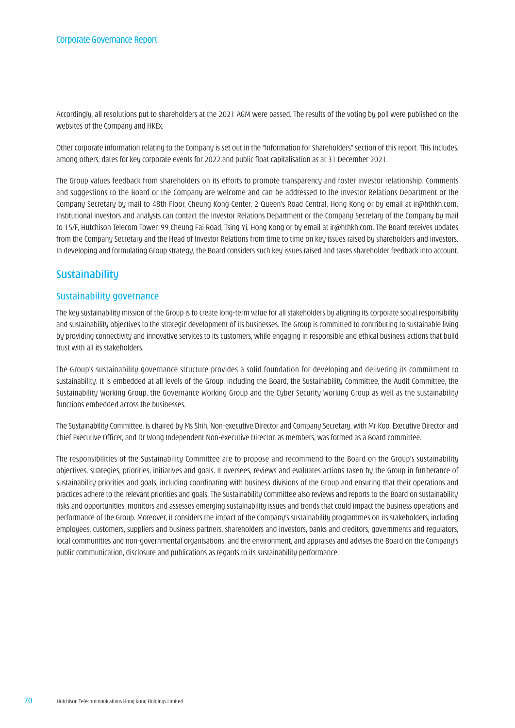Accordingly, all resolutions put to shareholders at the 2021 AGM were passed. The results of the voting by poll were published on the websites of the Company and HKEx.

Other corporate information relating to the Company is set out in the "Information for Shareholders" section of this report. This includes, among others, dates for key corporate events for 2022 and public float capitalisation as at 31 December 2021.

The Group values feedback from shareholders on its efforts to promote transparency and foster investor relationship. Comments and suggestions to the Board or the Company are welcome and can be addressed to the Investor Relations Department or the Company Secretary by mail to 48th Floor, Cheung Kong Center, 2 Queen's Road Central, Hong Kong or by email at ir@hthkh.com. Institutional investors and analysts can contact the Investor Relations Department or the Company Secretary of the Company by mail to 15/F, Hutchison Telecom Tower, 99 Cheung Fai Road, Tsing Yi, Hong Kong or by email at ir@hthkh.com. The Board receives updates from the Company Secretary and the Head of Investor Relations from time to time on key issues raised by shareholders and investors. In developing and formulating Group strategy, the Board considers such key issues raised and takes shareholder feedback into account.

## Sustainability

### Sustainability governance

The key sustainability mission of the Group is to create long-term value for all stakeholders by aligning its corporate social responsibility and sustainability objectives to the strategic development of its businesses. The Group is committed to contributing to sustainable living by providing connectivity and innovative services to its customers, while engaging in responsible and ethical business actions that build trust with all its stakeholders.

The Group's sustainability governance structure provides a solid foundation for developing and delivering its commitment to sustainability. It is embedded at all levels of the Group, including the Board, the Sustainability Committee, the Audit Committee, the Sustainability Working Group, the Governance Working Group and the Cyber Security Working Group as well as the sustainability functions embedded across the businesses.

The Sustainability Committee, is chaired by Ms Shih, Non-executive Director and Company Secretary, with Mr Koo, Executive Director and Chief Executive Officer, and Dr Wong Independent Non-executive Director, as members, was formed as a Board committee.

The responsibilities of the Sustainability Committee are to propose and recommend to the Board on the Group's sustainability objectives, strategies, priorities, initiatives and goals. It oversees, reviews and evaluates actions taken by the Group in furtherance of sustainability priorities and goals, including coordinating with business divisions of the Group and ensuring that their operations and practices adhere to the relevant priorities and goals. The Sustainability Committee also reviews and reports to the Board on sustainability risks and opportunities, monitors and assesses emerging sustainability issues and trends that could impact the business operations and performance of the Group. Moreover, it considers the impact of the Company's sustainability programmes on its stakeholders, including employees, customers, suppliers and business partners, shareholders and investors, banks and creditors, governments and regulators, local communities and non-governmental organisations, and the environment, and appraises and advises the Board on the Company's public communication, disclosure and publications as regards to its sustainability performance.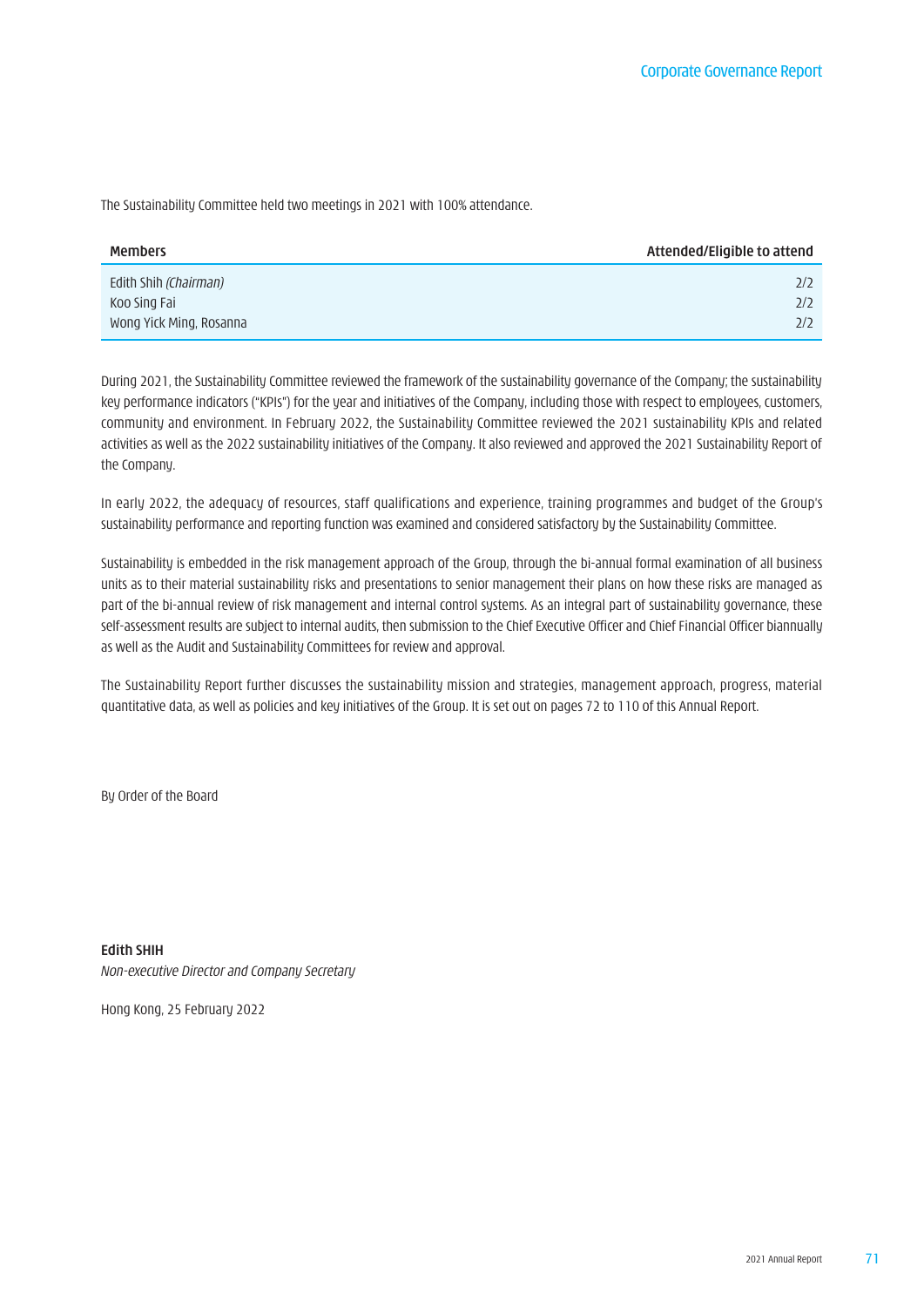The Sustainability Committee held two meetings in 2021 with 100% attendance.

| Members | Attended/Eligible to attend |
|---|---|
| Edith Shih *(Chairman)* | 2/2 |
| Koo Sing Fai | 2/2 |
| Wong Yick Ming, Rosanna | 2/2 |

During 2021, the Sustainability Committee reviewed the framework of the sustainability governance of the Company; the sustainability key performance indicators ("KPIs") for the year and initiatives of the Company, including those with respect to employees, customers, community and environment. In February 2022, the Sustainability Committee reviewed the 2021 sustainability KPIs and related activities as well as the 2022 sustainability initiatives of the Company. It also reviewed and approved the 2021 Sustainability Report of the Company.

In early 2022, the adequacy of resources, staff qualifications and experience, training programmes and budget of the Group's sustainability performance and reporting function was examined and considered satisfactory by the Sustainability Committee.

Sustainability is embedded in the risk management approach of the Group, through the bi-annual formal examination of all business units as to their material sustainability risks and presentations to senior management their plans on how these risks are managed as part of the bi-annual review of risk management and internal control systems. As an integral part of sustainability governance, these self-assessment results are subject to internal audits, then submission to the Chief Executive Officer and Chief Financial Officer biannually as well as the Audit and Sustainability Committees for review and approval.

The Sustainability Report further discusses the sustainability mission and strategies, management approach, progress, material quantitative data, as well as policies and key initiatives of the Group. It is set out on pages 72 to 110 of this Annual Report.

By Order of the Board

**Edith SHIH**
*Non-executive Director and Company Secretary*

Hong Kong, 25 February 2022